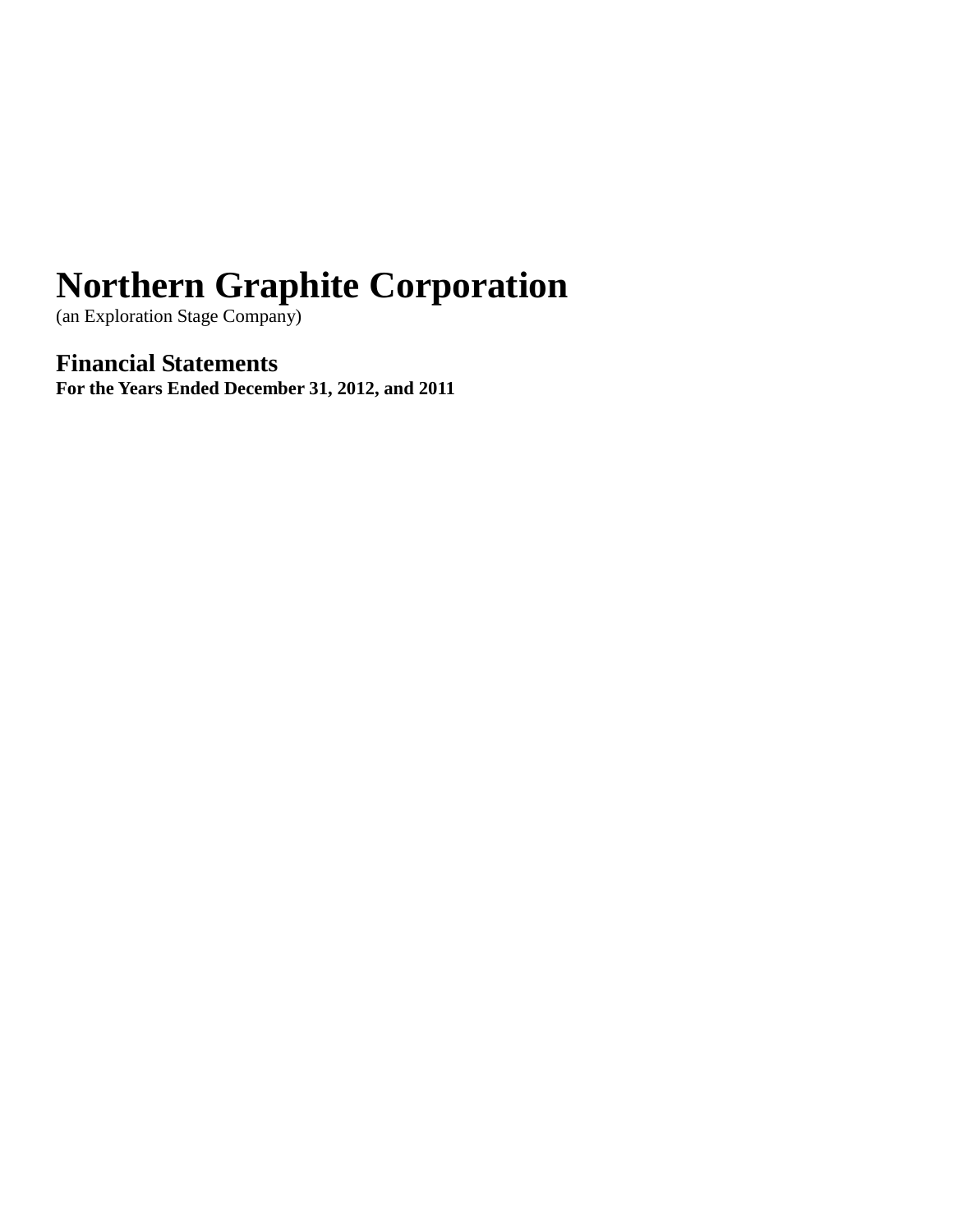# Northern Graphite Corporation

(an Exploration Stage Company)

## Financial Statements

**For the Years Ended December 31, 2012, and 2011**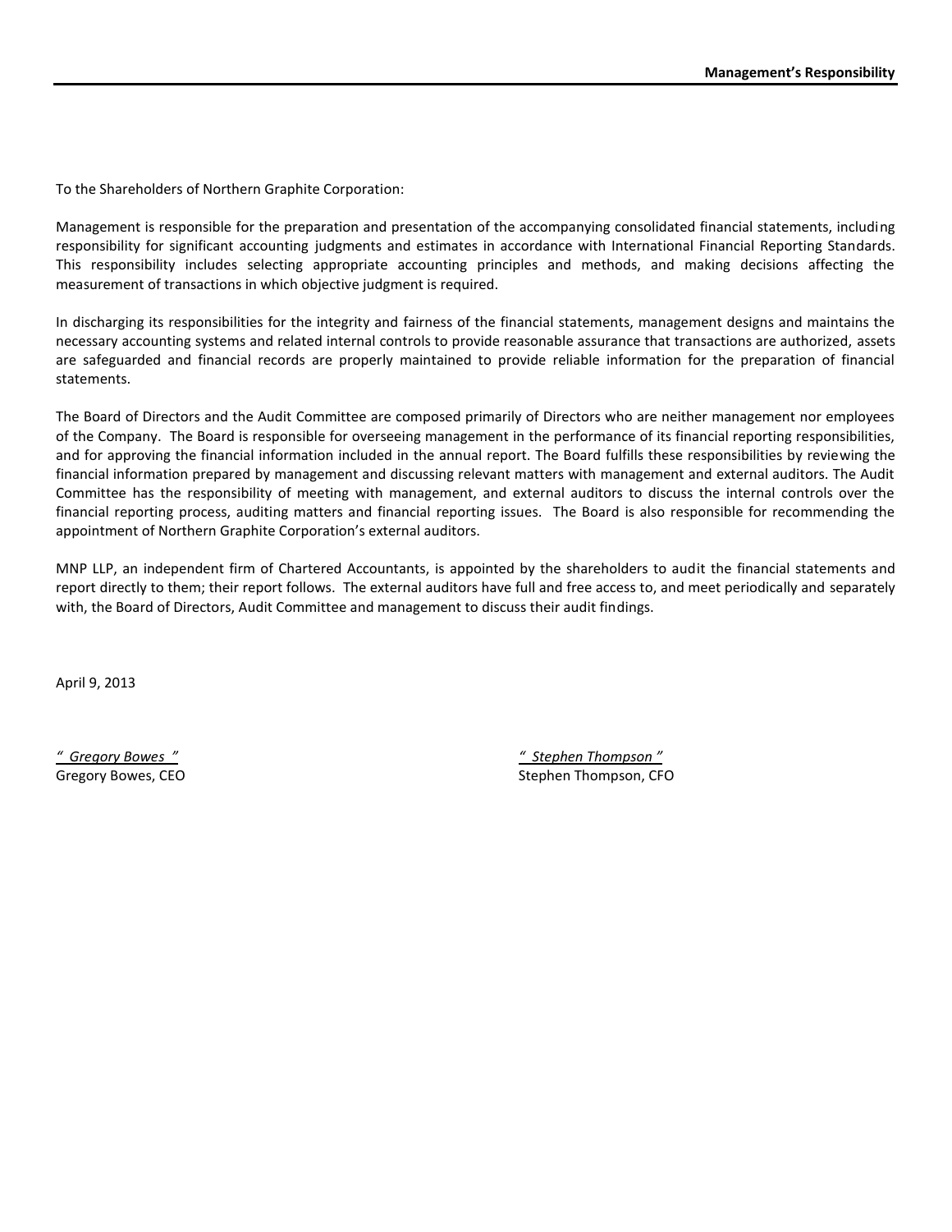# Management's Responsibility

To the Shareholders of Northern Graphite Corporation:

Management is responsible for the preparation and presentation of the accompanying consolidated financial statements, including responsibility for significant accounting judgments and estimates in accordance with International Financial Reporting Standards. This responsibility includes selecting appropriate accounting principles and methods, and making decisions affecting the measurement of transactions in which objective judgment is required.

In discharging its responsibilities for the integrity and fairness of the financial statements, management designs and maintains the necessary accounting systems and related internal controls to provide reasonable assurance that transactions are authorized, assets are safeguarded and financial records are properly maintained to provide reliable information for the preparation of financial statements.

The Board of Directors and the Audit Committee are composed primarily of Directors who are neither management nor employees of the Company. The Board is responsible for overseeing management in the performance of its financial reporting responsibilities, and for approving the financial information included in the annual report. The Board fulfills these responsibilities by reviewing the financial information prepared by management and discussing relevant matters with management and external auditors. The Audit Committee has the responsibility of meeting with management, and external auditors to discuss the internal controls over the financial reporting process, auditing matters and financial reporting issues. The Board is also responsible for recommending the appointment of Northern Graphite Corporation's external auditors.

MNP LLP, an independent firm of Chartered Accountants, is appointed by the shareholders to audit the financial statements and report directly to them; their report follows. The external auditors have full and free access to, and meet periodically and separately with, the Board of Directors, Audit Committee and management to discuss their audit findings.

April 9, 2013

*" Gregory Bowes "*
Gregory Bowes, CEO

*" Stephen Thompson "*
Stephen Thompson, CFO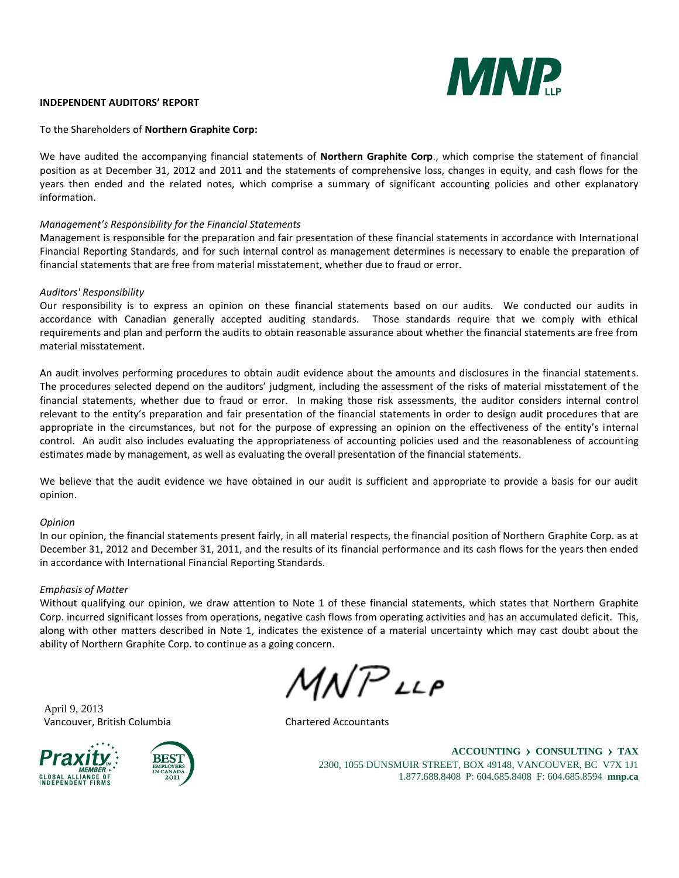**INDEPENDENT AUDITORS' REPORT**

To the Shareholders of **Northern Graphite Corp:**

We have audited the accompanying financial statements of **Northern Graphite Corp**., which comprise the statement of financial position as at December 31, 2012 and 2011 and the statements of comprehensive loss, changes in equity, and cash flows for the years then ended and the related notes, which comprise a summary of significant accounting policies and other explanatory information.

*Management's Responsibility for the Financial Statements*

Management is responsible for the preparation and fair presentation of these financial statements in accordance with International Financial Reporting Standards, and for such internal control as management determines is necessary to enable the preparation of financial statements that are free from material misstatement, whether due to fraud or error.

*Auditors' Responsibility*

Our responsibility is to express an opinion on these financial statements based on our audits. We conducted our audits in accordance with Canadian generally accepted auditing standards. Those standards require that we comply with ethical requirements and plan and perform the audits to obtain reasonable assurance about whether the financial statements are free from material misstatement.

An audit involves performing procedures to obtain audit evidence about the amounts and disclosures in the financial statements. The procedures selected depend on the auditors' judgment, including the assessment of the risks of material misstatement of the financial statements, whether due to fraud or error. In making those risk assessments, the auditor considers internal control relevant to the entity's preparation and fair presentation of the financial statements in order to design audit procedures that are appropriate in the circumstances, but not for the purpose of expressing an opinion on the effectiveness of the entity's internal control. An audit also includes evaluating the appropriateness of accounting policies used and the reasonableness of accounting estimates made by management, as well as evaluating the overall presentation of the financial statements.

We believe that the audit evidence we have obtained in our audit is sufficient and appropriate to provide a basis for our audit opinion.

*Opinion*

In our opinion, the financial statements present fairly, in all material respects, the financial position of Northern Graphite Corp. as at December 31, 2012 and December 31, 2011, and the results of its financial performance and its cash flows for the years then ended in accordance with International Financial Reporting Standards.

*Emphasis of Matter*

Without qualifying our opinion, we draw attention to Note 1 of these financial statements, which states that Northern Graphite Corp. incurred significant losses from operations, negative cash flows from operating activities and has an accumulated deficit. This, along with other matters described in Note 1, indicates the existence of a material uncertainty which may cast doubt about the ability of Northern Graphite Corp. to continue as a going concern.

MNP LLP

April 9, 2013
Vancouver, British Columbia

Chartered Accountants

ACCOUNTING › CONSULTING › TAX
2300, 1055 DUNSMUIR STREET, BOX 49148, VANCOUVER, BC V7X 1J1
1.877.688.8408 P: 604.685.8408 F: 604.685.8594 **mnp.ca**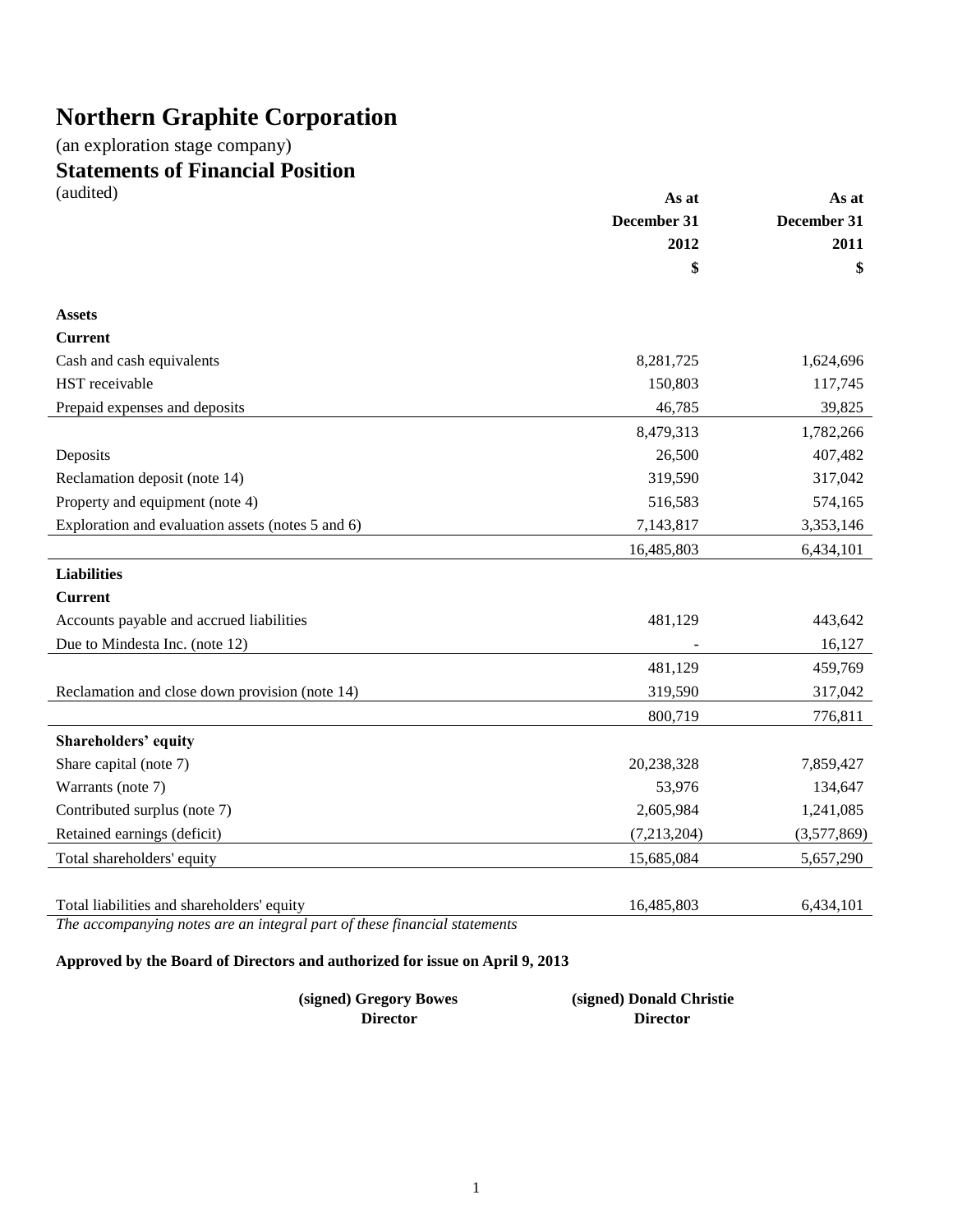# Northern Graphite Corporation

(an exploration stage company)

## Statements of Financial Position

(audited)

| | As at December 31 2012 $ | As at December 31 2011 $ |
|---|---|---|
| **Assets** | | |
| **Current** | | |
| Cash and cash equivalents | 8,281,725 | 1,624,696 |
| HST receivable | 150,803 | 117,745 |
| Prepaid expenses and deposits | 46,785 | 39,825 |
| | 8,479,313 | 1,782,266 |
| Deposits | 26,500 | 407,482 |
| Reclamation deposit (note 14) | 319,590 | 317,042 |
| Property and equipment (note 4) | 516,583 | 574,165 |
| Exploration and evaluation assets (notes 5 and 6) | 7,143,817 | 3,353,146 |
| | 16,485,803 | 6,434,101 |
| **Liabilities** | | |
| **Current** | | |
| Accounts payable and accrued liabilities | 481,129 | 443,642 |
| Due to Mindesta Inc. (note 12) | - | 16,127 |
| | 481,129 | 459,769 |
| Reclamation and close down provision (note 14) | 319,590 | 317,042 |
| | 800,719 | 776,811 |
| **Shareholders' equity** | | |
| Share capital (note 7) | 20,238,328 | 7,859,427 |
| Warrants (note 7) | 53,976 | 134,647 |
| Contributed surplus (note 7) | 2,605,984 | 1,241,085 |
| Retained earnings (deficit) | (7,213,204) | (3,577,869) |
| Total shareholders' equity | 15,685,084 | 5,657,290 |
| | | |
| Total liabilities and shareholders' equity | 16,485,803 | 6,434,101 |

*The accompanying notes are an integral part of these financial statements*

**Approved by the Board of Directors and authorized for issue on April 9, 2013**

**(signed) Gregory Bowes**
**Director**

**(signed) Donald Christie**
**Director**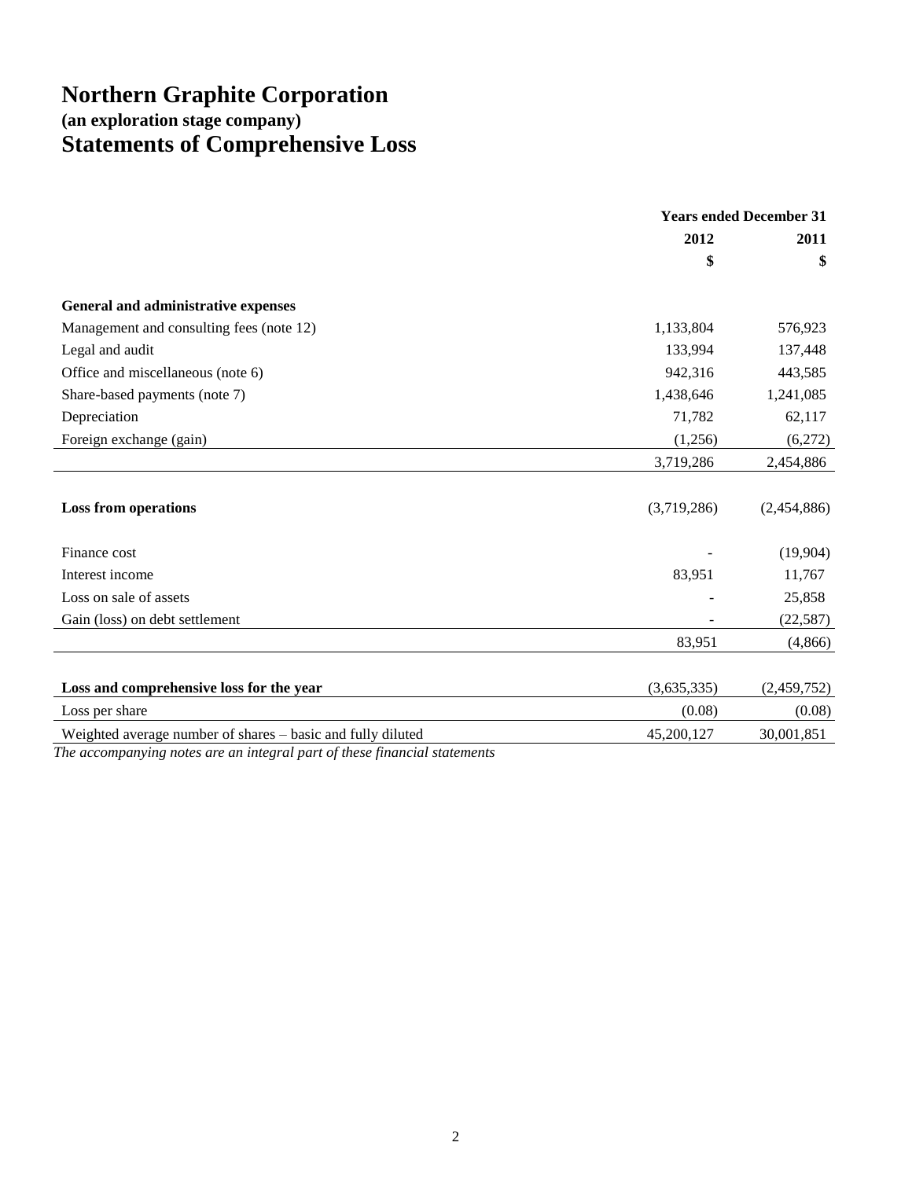# Northern Graphite Corporation

### (an exploration stage company)

## Statements of Comprehensive Loss

| | Years ended December 31 | |
|---|---|---|
| | 2012 | 2011 |
| | $ | $ |
| **General and administrative expenses** | | |
| Management and consulting fees (note 12) | 1,133,804 | 576,923 |
| Legal and audit | 133,994 | 137,448 |
| Office and miscellaneous (note 6) | 942,316 | 443,585 |
| Share-based payments (note 7) | 1,438,646 | 1,241,085 |
| Depreciation | 71,782 | 62,117 |
| Foreign exchange (gain) | (1,256) | (6,272) |
| | 3,719,286 | 2,454,886 |
| **Loss from operations** | (3,719,286) | (2,454,886) |
| Finance cost | - | (19,904) |
| Interest income | 83,951 | 11,767 |
| Loss on sale of assets | - | 25,858 |
| Gain (loss) on debt settlement | - | (22,587) |
| | 83,951 | (4,866) |
| **Loss and comprehensive loss for the year** | (3,635,335) | (2,459,752) |
| Loss per share | (0.08) | (0.08) |
| Weighted average number of shares – basic and fully diluted | 45,200,127 | 30,001,851 |

*The accompanying notes are an integral part of these financial statements*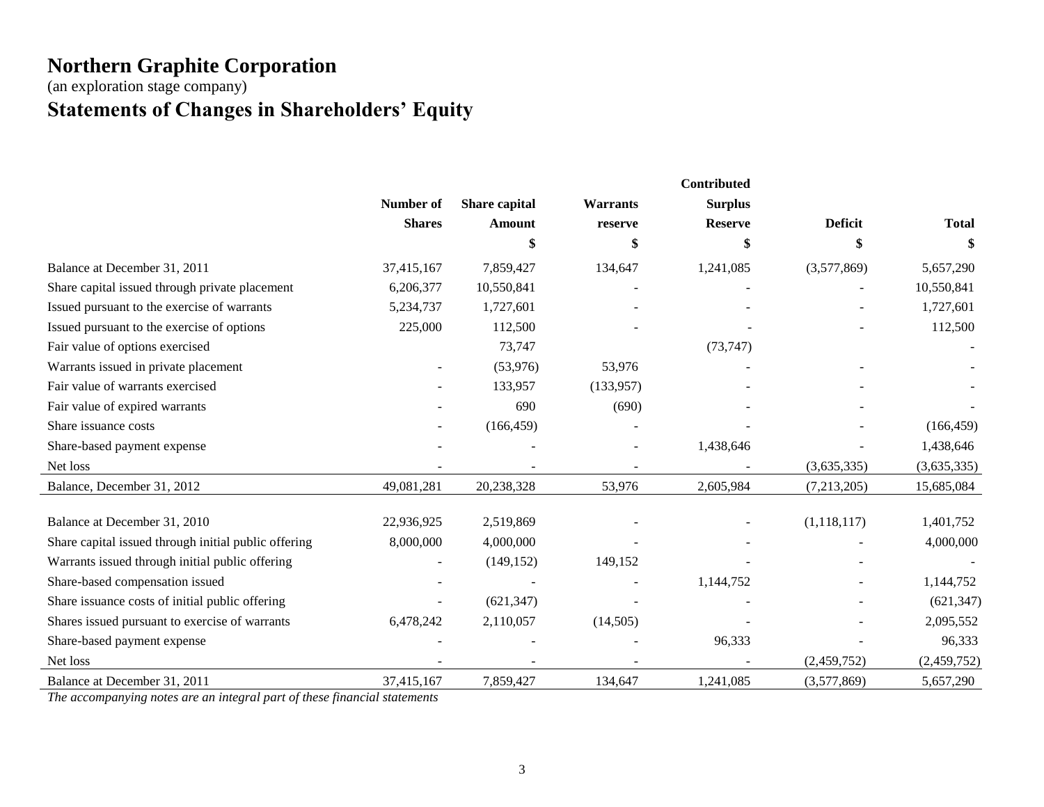# Northern Graphite Corporation

(an exploration stage company)

## Statements of Changes in Shareholders' Equity

| | Number of Shares | Share capital Amount | Warrants reserve | Contributed Surplus Reserve | Deficit | Total |
|---|---|---|---|---|---|---|
| | | $ | $ | $ | $ | $ |
| Balance at December 31, 2011 | 37,415,167 | 7,859,427 | 134,647 | 1,241,085 | (3,577,869) | 5,657,290 |
| Share capital issued through private placement | 6,206,377 | 10,550,841 | - | - | - | 10,550,841 |
| Issued pursuant to the exercise of warrants | 5,234,737 | 1,727,601 | - | - | - | 1,727,601 |
| Issued pursuant to the exercise of options | 225,000 | 112,500 | - | - | - | 112,500 |
| Fair value of options exercised | | 73,747 | | (73,747) | | - |
| Warrants issued in private placement | - | (53,976) | 53,976 | - | - | - |
| Fair value of warrants exercised | - | 133,957 | (133,957) | - | - | - |
| Fair value of expired warrants | - | 690 | (690) | - | - | - |
| Share issuance costs | - | (166,459) | - | - | - | (166,459) |
| Share-based payment expense | - | - | - | 1,438,646 | - | 1,438,646 |
| Net loss | - | - | - | - | (3,635,335) | (3,635,335) |
| Balance, December 31, 2012 | 49,081,281 | 20,238,328 | 53,976 | 2,605,984 | (7,213,205) | 15,685,084 |
| | | | | | | |
| Balance at December 31, 2010 | 22,936,925 | 2,519,869 | - | - | (1,118,117) | 1,401,752 |
| Share capital issued through initial public offering | 8,000,000 | 4,000,000 | - | - | - | 4,000,000 |
| Warrants issued through initial public offering | - | (149,152) | 149,152 | - | - | - |
| Share-based compensation issued | - | - | - | 1,144,752 | - | 1,144,752 |
| Share issuance costs of initial public offering | - | (621,347) | - | - | - | (621,347) |
| Shares issued pursuant to exercise of warrants | 6,478,242 | 2,110,057 | (14,505) | - | - | 2,095,552 |
| Share-based payment expense | - | - | - | 96,333 | - | 96,333 |
| Net loss | - | - | - | - | (2,459,752) | (2,459,752) |
| Balance at December 31, 2011 | 37,415,167 | 7,859,427 | 134,647 | 1,241,085 | (3,577,869) | 5,657,290 |

*The accompanying notes are an integral part of these financial statements*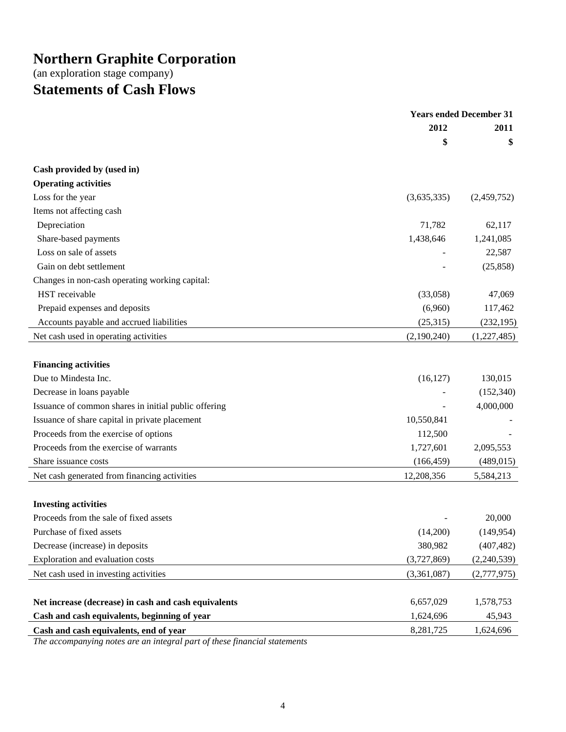# Northern Graphite Corporation

(an exploration stage company)

# Statements of Cash Flows

| | Years ended December 31 | |
|---|---|---|
| | 2012 | 2011 |
| | $ | $ |
| **Cash provided by (used in)** | | |
| **Operating activities** | | |
| Loss for the year | (3,635,335) | (2,459,752) |
| Items not affecting cash | | |
| Depreciation | 71,782 | 62,117 |
| Share-based payments | 1,438,646 | 1,241,085 |
| Loss on sale of assets | - | 22,587 |
| Gain on debt settlement | - | (25,858) |
| Changes in non-cash operating working capital: | | |
| HST receivable | (33,058) | 47,069 |
| Prepaid expenses and deposits | (6,960) | 117,462 |
| Accounts payable and accrued liabilities | (25,315) | (232,195) |
| Net cash used in operating activities | (2,190,240) | (1,227,485) |
| **Financing activities** | | |
| Due to Mindesta Inc. | (16,127) | 130,015 |
| Decrease in loans payable | - | (152,340) |
| Issuance of common shares in initial public offering | - | 4,000,000 |
| Issuance of share capital in private placement | 10,550,841 | - |
| Proceeds from the exercise of options | 112,500 | - |
| Proceeds from the exercise of warrants | 1,727,601 | 2,095,553 |
| Share issuance costs | (166,459) | (489,015) |
| Net cash generated from financing activities | 12,208,356 | 5,584,213 |
| **Investing activities** | | |
| Proceeds from the sale of fixed assets | - | 20,000 |
| Purchase of fixed assets | (14,200) | (149,954) |
| Decrease (increase) in deposits | 380,982 | (407,482) |
| Exploration and evaluation costs | (3,727,869) | (2,240,539) |
| Net cash used in investing activities | (3,361,087) | (2,777,975) |
| **Net increase (decrease) in cash and cash equivalents** | 6,657,029 | 1,578,753 |
| **Cash and cash equivalents, beginning of year** | 1,624,696 | 45,943 |
| **Cash and cash equivalents, end of year** | 8,281,725 | 1,624,696 |

*The accompanying notes are an integral part of these financial statements*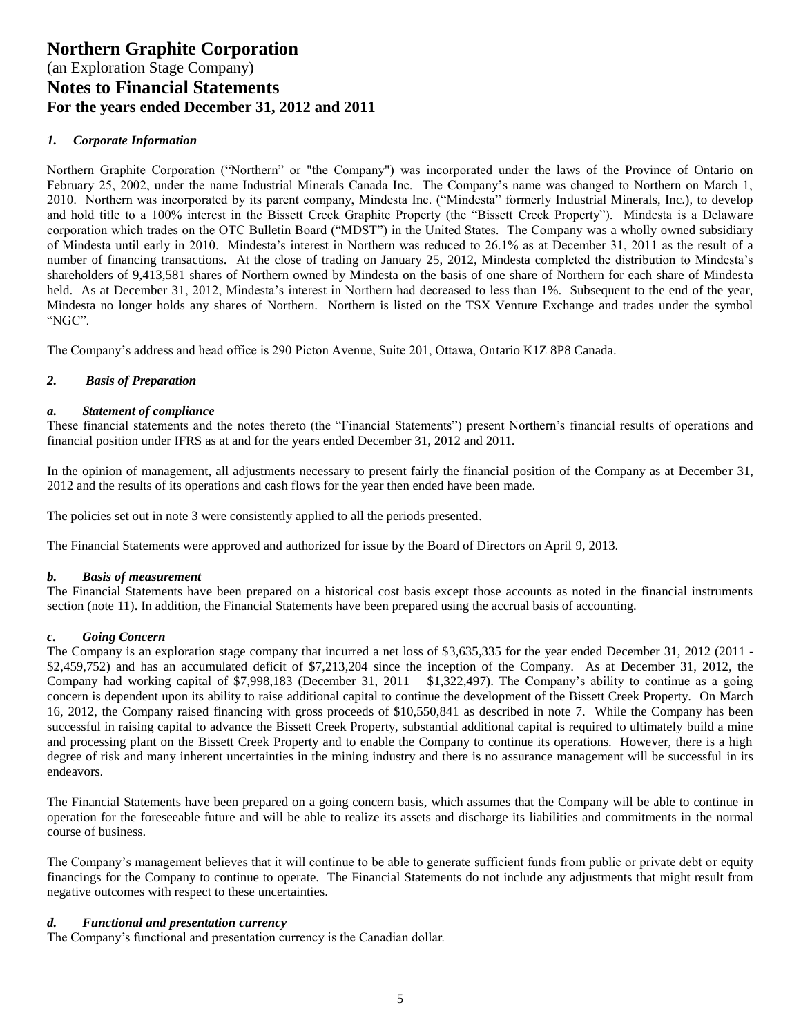# Northern Graphite Corporation

(an Exploration Stage Company)

## Notes to Financial Statements

### For the years ended December 31, 2012 and 2011

#### *1. Corporate Information*

Northern Graphite Corporation ("Northern" or "the Company") was incorporated under the laws of the Province of Ontario on February 25, 2002, under the name Industrial Minerals Canada Inc. The Company's name was changed to Northern on March 1, 2010. Northern was incorporated by its parent company, Mindesta Inc. ("Mindesta" formerly Industrial Minerals, Inc.), to develop and hold title to a 100% interest in the Bissett Creek Graphite Property (the "Bissett Creek Property"). Mindesta is a Delaware corporation which trades on the OTC Bulletin Board ("MDST") in the United States. The Company was a wholly owned subsidiary of Mindesta until early in 2010. Mindesta's interest in Northern was reduced to 26.1% as at December 31, 2011 as the result of a number of financing transactions. At the close of trading on January 25, 2012, Mindesta completed the distribution to Mindesta's shareholders of 9,413,581 shares of Northern owned by Mindesta on the basis of one share of Northern for each share of Mindesta held. As at December 31, 2012, Mindesta's interest in Northern had decreased to less than 1%. Subsequent to the end of the year, Mindesta no longer holds any shares of Northern. Northern is listed on the TSX Venture Exchange and trades under the symbol "NGC".

The Company's address and head office is 290 Picton Avenue, Suite 201, Ottawa, Ontario K1Z 8P8 Canada.

#### *2. Basis of Preparation*

##### *a. Statement of compliance*

These financial statements and the notes thereto (the "Financial Statements") present Northern's financial results of operations and financial position under IFRS as at and for the years ended December 31, 2012 and 2011.

In the opinion of management, all adjustments necessary to present fairly the financial position of the Company as at December 31, 2012 and the results of its operations and cash flows for the year then ended have been made.

The policies set out in note 3 were consistently applied to all the periods presented.

The Financial Statements were approved and authorized for issue by the Board of Directors on April 9, 2013.

##### *b. Basis of measurement*

The Financial Statements have been prepared on a historical cost basis except those accounts as noted in the financial instruments section (note 11). In addition, the Financial Statements have been prepared using the accrual basis of accounting.

##### *c. Going Concern*

The Company is an exploration stage company that incurred a net loss of $3,635,335 for the year ended December 31, 2012 (2011 - $2,459,752) and has an accumulated deficit of $7,213,204 since the inception of the Company. As at December 31, 2012, the Company had working capital of $7,998,183 (December 31, 2011 – $1,322,497). The Company's ability to continue as a going concern is dependent upon its ability to raise additional capital to continue the development of the Bissett Creek Property. On March 16, 2012, the Company raised financing with gross proceeds of $10,550,841 as described in note 7. While the Company has been successful in raising capital to advance the Bissett Creek Property, substantial additional capital is required to ultimately build a mine and processing plant on the Bissett Creek Property and to enable the Company to continue its operations. However, there is a high degree of risk and many inherent uncertainties in the mining industry and there is no assurance management will be successful in its endeavors.

The Financial Statements have been prepared on a going concern basis, which assumes that the Company will be able to continue in operation for the foreseeable future and will be able to realize its assets and discharge its liabilities and commitments in the normal course of business.

The Company's management believes that it will continue to be able to generate sufficient funds from public or private debt or equity financings for the Company to continue to operate. The Financial Statements do not include any adjustments that might result from negative outcomes with respect to these uncertainties.

##### *d. Functional and presentation currency*

The Company's functional and presentation currency is the Canadian dollar.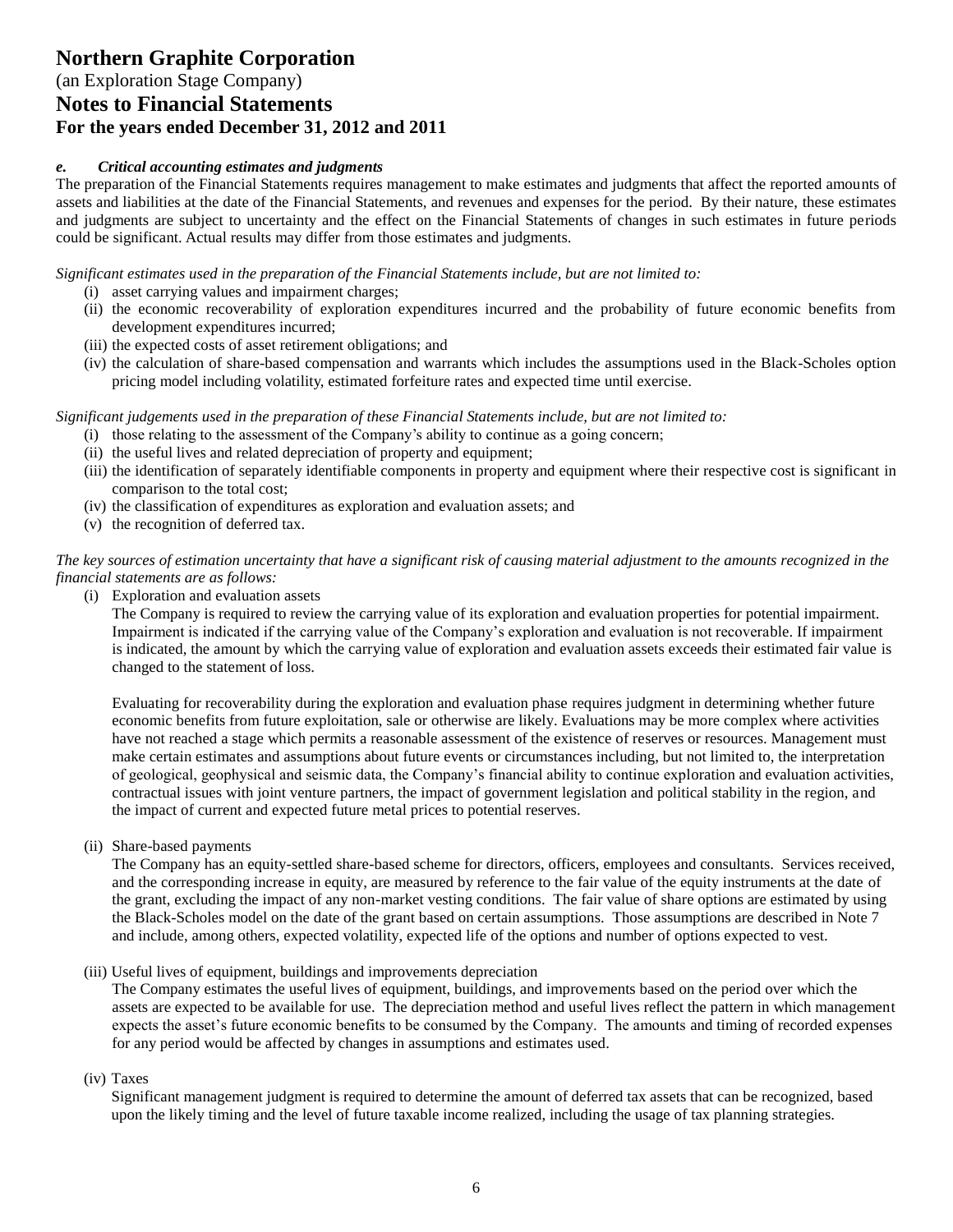#### *e. Critical accounting estimates and judgments*

The preparation of the Financial Statements requires management to make estimates and judgments that affect the reported amounts of assets and liabilities at the date of the Financial Statements, and revenues and expenses for the period. By their nature, these estimates and judgments are subject to uncertainty and the effect on the Financial Statements of changes in such estimates in future periods could be significant. Actual results may differ from those estimates and judgments.

*Significant estimates used in the preparation of the Financial Statements include, but are not limited to:*

- (i) asset carrying values and impairment charges;
- (ii) the economic recoverability of exploration expenditures incurred and the probability of future economic benefits from development expenditures incurred;
- (iii) the expected costs of asset retirement obligations; and
- (iv) the calculation of share-based compensation and warrants which includes the assumptions used in the Black-Scholes option pricing model including volatility, estimated forfeiture rates and expected time until exercise.

*Significant judgements used in the preparation of these Financial Statements include, but are not limited to:*

- (i) those relating to the assessment of the Company's ability to continue as a going concern;
- (ii) the useful lives and related depreciation of property and equipment;
- (iii) the identification of separately identifiable components in property and equipment where their respective cost is significant in comparison to the total cost;
- (iv) the classification of expenditures as exploration and evaluation assets; and
- (v) the recognition of deferred tax.

*The key sources of estimation uncertainty that have a significant risk of causing material adjustment to the amounts recognized in the financial statements are as follows:*

(i) Exploration and evaluation assets

The Company is required to review the carrying value of its exploration and evaluation properties for potential impairment. Impairment is indicated if the carrying value of the Company's exploration and evaluation is not recoverable. If impairment is indicated, the amount by which the carrying value of exploration and evaluation assets exceeds their estimated fair value is changed to the statement of loss.

Evaluating for recoverability during the exploration and evaluation phase requires judgment in determining whether future economic benefits from future exploitation, sale or otherwise are likely. Evaluations may be more complex where activities have not reached a stage which permits a reasonable assessment of the existence of reserves or resources. Management must make certain estimates and assumptions about future events or circumstances including, but not limited to, the interpretation of geological, geophysical and seismic data, the Company's financial ability to continue exploration and evaluation activities, contractual issues with joint venture partners, the impact of government legislation and political stability in the region, and the impact of current and expected future metal prices to potential reserves.

(ii) Share-based payments

The Company has an equity-settled share-based scheme for directors, officers, employees and consultants. Services received, and the corresponding increase in equity, are measured by reference to the fair value of the equity instruments at the date of the grant, excluding the impact of any non-market vesting conditions. The fair value of share options are estimated by using the Black-Scholes model on the date of the grant based on certain assumptions. Those assumptions are described in Note 7 and include, among others, expected volatility, expected life of the options and number of options expected to vest.

(iii) Useful lives of equipment, buildings and improvements depreciation

The Company estimates the useful lives of equipment, buildings, and improvements based on the period over which the assets are expected to be available for use. The depreciation method and useful lives reflect the pattern in which management expects the asset's future economic benefits to be consumed by the Company. The amounts and timing of recorded expenses for any period would be affected by changes in assumptions and estimates used.

(iv) Taxes

Significant management judgment is required to determine the amount of deferred tax assets that can be recognized, based upon the likely timing and the level of future taxable income realized, including the usage of tax planning strategies.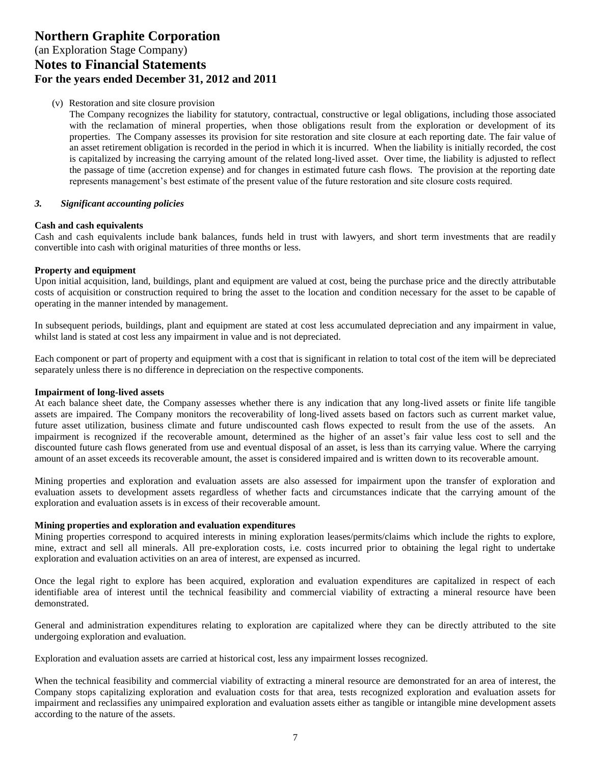(v) Restoration and site closure provision

The Company recognizes the liability for statutory, contractual, constructive or legal obligations, including those associated with the reclamation of mineral properties, when those obligations result from the exploration or development of its properties. The Company assesses its provision for site restoration and site closure at each reporting date. The fair value of an asset retirement obligation is recorded in the period in which it is incurred. When the liability is initially recorded, the cost is capitalized by increasing the carrying amount of the related long-lived asset. Over time, the liability is adjusted to reflect the passage of time (accretion expense) and for changes in estimated future cash flows. The provision at the reporting date represents management's best estimate of the present value of the future restoration and site closure costs required.

### *3. Significant accounting policies*

**Cash and cash equivalents**

Cash and cash equivalents include bank balances, funds held in trust with lawyers, and short term investments that are readily convertible into cash with original maturities of three months or less.

**Property and equipment**

Upon initial acquisition, land, buildings, plant and equipment are valued at cost, being the purchase price and the directly attributable costs of acquisition or construction required to bring the asset to the location and condition necessary for the asset to be capable of operating in the manner intended by management.

In subsequent periods, buildings, plant and equipment are stated at cost less accumulated depreciation and any impairment in value, whilst land is stated at cost less any impairment in value and is not depreciated.

Each component or part of property and equipment with a cost that is significant in relation to total cost of the item will be depreciated separately unless there is no difference in depreciation on the respective components.

**Impairment of long-lived assets**

At each balance sheet date, the Company assesses whether there is any indication that any long-lived assets or finite life tangible assets are impaired. The Company monitors the recoverability of long-lived assets based on factors such as current market value, future asset utilization, business climate and future undiscounted cash flows expected to result from the use of the assets. An impairment is recognized if the recoverable amount, determined as the higher of an asset's fair value less cost to sell and the discounted future cash flows generated from use and eventual disposal of an asset, is less than its carrying value. Where the carrying amount of an asset exceeds its recoverable amount, the asset is considered impaired and is written down to its recoverable amount.

Mining properties and exploration and evaluation assets are also assessed for impairment upon the transfer of exploration and evaluation assets to development assets regardless of whether facts and circumstances indicate that the carrying amount of the exploration and evaluation assets is in excess of their recoverable amount.

**Mining properties and exploration and evaluation expenditures**

Mining properties correspond to acquired interests in mining exploration leases/permits/claims which include the rights to explore, mine, extract and sell all minerals. All pre-exploration costs, i.e. costs incurred prior to obtaining the legal right to undertake exploration and evaluation activities on an area of interest, are expensed as incurred.

Once the legal right to explore has been acquired, exploration and evaluation expenditures are capitalized in respect of each identifiable area of interest until the technical feasibility and commercial viability of extracting a mineral resource have been demonstrated.

General and administration expenditures relating to exploration are capitalized where they can be directly attributed to the site undergoing exploration and evaluation.

Exploration and evaluation assets are carried at historical cost, less any impairment losses recognized.

When the technical feasibility and commercial viability of extracting a mineral resource are demonstrated for an area of interest, the Company stops capitalizing exploration and evaluation costs for that area, tests recognized exploration and evaluation assets for impairment and reclassifies any unimpaired exploration and evaluation assets either as tangible or intangible mine development assets according to the nature of the assets.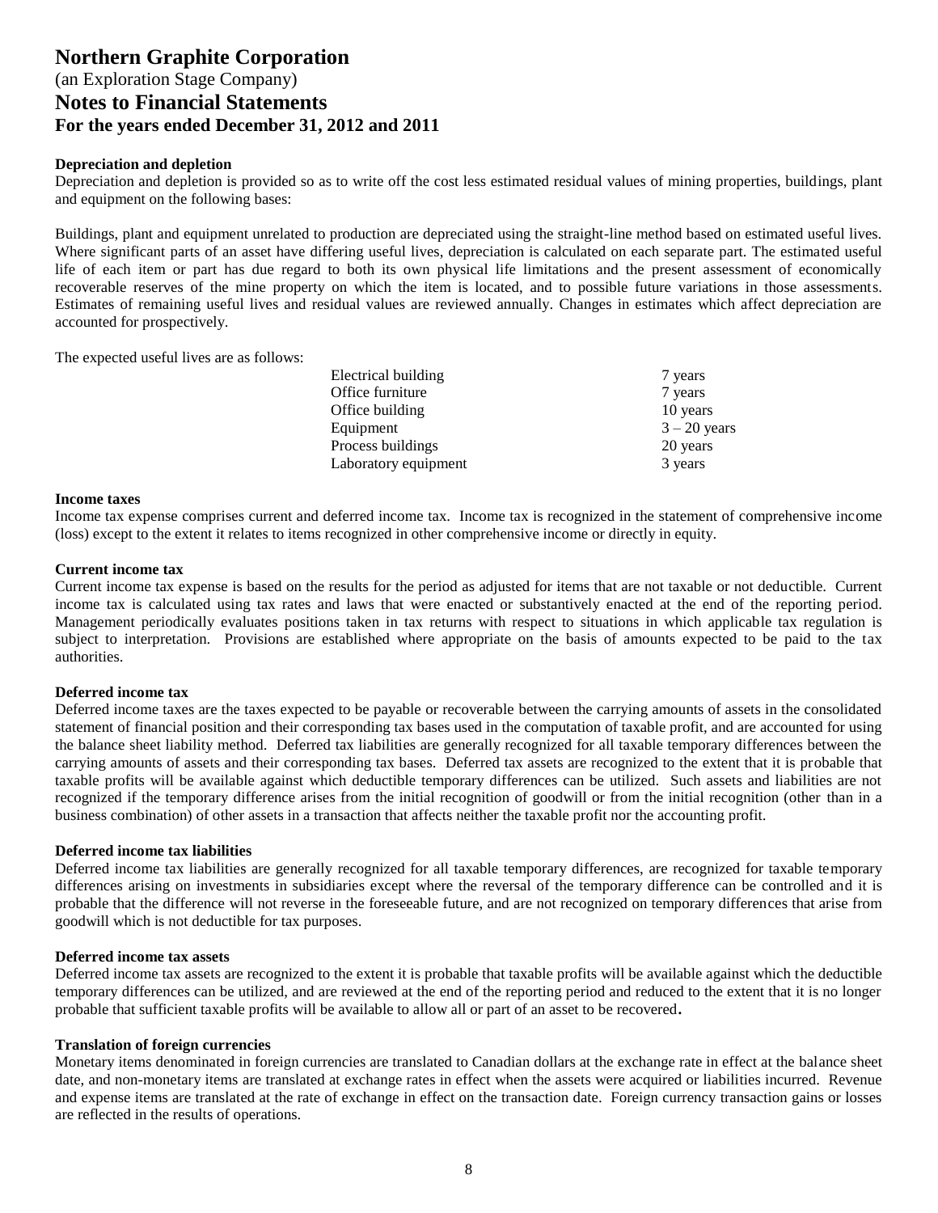# Northern Graphite Corporation

(an Exploration Stage Company)

## Notes to Financial Statements

### For the years ended December 31, 2012 and 2011

**Depreciation and depletion**

Depreciation and depletion is provided so as to write off the cost less estimated residual values of mining properties, buildings, plant and equipment on the following bases:

Buildings, plant and equipment unrelated to production are depreciated using the straight-line method based on estimated useful lives. Where significant parts of an asset have differing useful lives, depreciation is calculated on each separate part. The estimated useful life of each item or part has due regard to both its own physical life limitations and the present assessment of economically recoverable reserves of the mine property on which the item is located, and to possible future variations in those assessments. Estimates of remaining useful lives and residual values are reviewed annually. Changes in estimates which affect depreciation are accounted for prospectively.

The expected useful lives are as follows:

| | |
|---|---|
| Electrical building | 7 years |
| Office furniture | 7 years |
| Office building | 10 years |
| Equipment | 3 – 20 years |
| Process buildings | 20 years |
| Laboratory equipment | 3 years |

**Income taxes**

Income tax expense comprises current and deferred income tax. Income tax is recognized in the statement of comprehensive income (loss) except to the extent it relates to items recognized in other comprehensive income or directly in equity.

**Current income tax**

Current income tax expense is based on the results for the period as adjusted for items that are not taxable or not deductible. Current income tax is calculated using tax rates and laws that were enacted or substantively enacted at the end of the reporting period. Management periodically evaluates positions taken in tax returns with respect to situations in which applicable tax regulation is subject to interpretation. Provisions are established where appropriate on the basis of amounts expected to be paid to the tax authorities.

**Deferred income tax**

Deferred income taxes are the taxes expected to be payable or recoverable between the carrying amounts of assets in the consolidated statement of financial position and their corresponding tax bases used in the computation of taxable profit, and are accounted for using the balance sheet liability method. Deferred tax liabilities are generally recognized for all taxable temporary differences between the carrying amounts of assets and their corresponding tax bases. Deferred tax assets are recognized to the extent that it is probable that taxable profits will be available against which deductible temporary differences can be utilized. Such assets and liabilities are not recognized if the temporary difference arises from the initial recognition of goodwill or from the initial recognition (other than in a business combination) of other assets in a transaction that affects neither the taxable profit nor the accounting profit.

**Deferred income tax liabilities**

Deferred income tax liabilities are generally recognized for all taxable temporary differences, are recognized for taxable temporary differences arising on investments in subsidiaries except where the reversal of the temporary difference can be controlled and it is probable that the difference will not reverse in the foreseeable future, and are not recognized on temporary differences that arise from goodwill which is not deductible for tax purposes.

**Deferred income tax assets**

Deferred income tax assets are recognized to the extent it is probable that taxable profits will be available against which the deductible temporary differences can be utilized, and are reviewed at the end of the reporting period and reduced to the extent that it is no longer probable that sufficient taxable profits will be available to allow all or part of an asset to be recovered.

**Translation of foreign currencies**

Monetary items denominated in foreign currencies are translated to Canadian dollars at the exchange rate in effect at the balance sheet date, and non-monetary items are translated at exchange rates in effect when the assets were acquired or liabilities incurred. Revenue and expense items are translated at the rate of exchange in effect on the transaction date. Foreign currency transaction gains or losses are reflected in the results of operations.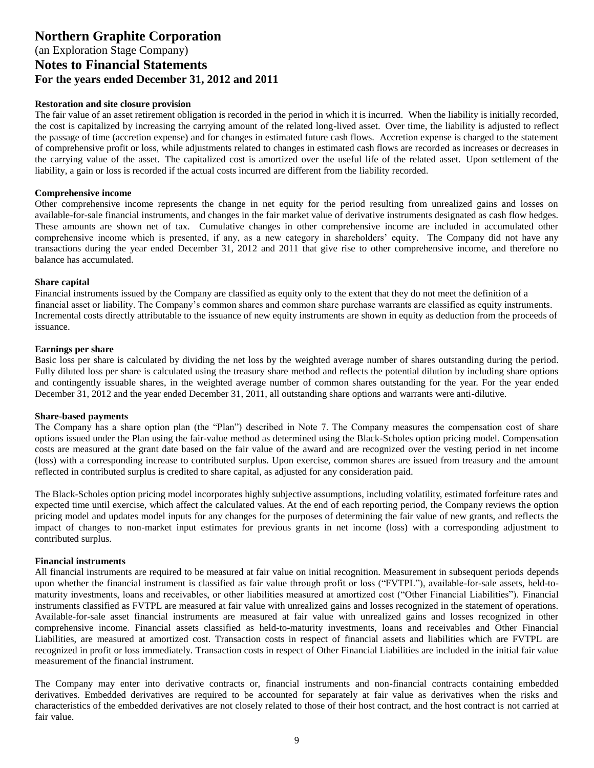# Northern Graphite Corporation

(an Exploration Stage Company)

## Notes to Financial Statements

### For the years ended December 31, 2012 and 2011

**Restoration and site closure provision**

The fair value of an asset retirement obligation is recorded in the period in which it is incurred. When the liability is initially recorded, the cost is capitalized by increasing the carrying amount of the related long-lived asset. Over time, the liability is adjusted to reflect the passage of time (accretion expense) and for changes in estimated future cash flows. Accretion expense is charged to the statement of comprehensive profit or loss, while adjustments related to changes in estimated cash flows are recorded as increases or decreases in the carrying value of the asset. The capitalized cost is amortized over the useful life of the related asset. Upon settlement of the liability, a gain or loss is recorded if the actual costs incurred are different from the liability recorded.

**Comprehensive income**

Other comprehensive income represents the change in net equity for the period resulting from unrealized gains and losses on available-for-sale financial instruments, and changes in the fair market value of derivative instruments designated as cash flow hedges. These amounts are shown net of tax. Cumulative changes in other comprehensive income are included in accumulated other comprehensive income which is presented, if any, as a new category in shareholders' equity. The Company did not have any transactions during the year ended December 31, 2012 and 2011 that give rise to other comprehensive income, and therefore no balance has accumulated.

**Share capital**

Financial instruments issued by the Company are classified as equity only to the extent that they do not meet the definition of a financial asset or liability. The Company's common shares and common share purchase warrants are classified as equity instruments. Incremental costs directly attributable to the issuance of new equity instruments are shown in equity as deduction from the proceeds of issuance.

**Earnings per share**

Basic loss per share is calculated by dividing the net loss by the weighted average number of shares outstanding during the period. Fully diluted loss per share is calculated using the treasury share method and reflects the potential dilution by including share options and contingently issuable shares, in the weighted average number of common shares outstanding for the year. For the year ended December 31, 2012 and the year ended December 31, 2011, all outstanding share options and warrants were anti-dilutive.

**Share-based payments**

The Company has a share option plan (the "Plan") described in Note 7. The Company measures the compensation cost of share options issued under the Plan using the fair-value method as determined using the Black-Scholes option pricing model. Compensation costs are measured at the grant date based on the fair value of the award and are recognized over the vesting period in net income (loss) with a corresponding increase to contributed surplus. Upon exercise, common shares are issued from treasury and the amount reflected in contributed surplus is credited to share capital, as adjusted for any consideration paid.

The Black-Scholes option pricing model incorporates highly subjective assumptions, including volatility, estimated forfeiture rates and expected time until exercise, which affect the calculated values. At the end of each reporting period, the Company reviews the option pricing model and updates model inputs for any changes for the purposes of determining the fair value of new grants, and reflects the impact of changes to non-market input estimates for previous grants in net income (loss) with a corresponding adjustment to contributed surplus.

**Financial instruments**

All financial instruments are required to be measured at fair value on initial recognition. Measurement in subsequent periods depends upon whether the financial instrument is classified as fair value through profit or loss ("FVTPL"), available-for-sale assets, held-to-maturity investments, loans and receivables, or other liabilities measured at amortized cost ("Other Financial Liabilities"). Financial instruments classified as FVTPL are measured at fair value with unrealized gains and losses recognized in the statement of operations. Available-for-sale asset financial instruments are measured at fair value with unrealized gains and losses recognized in other comprehensive income. Financial assets classified as held-to-maturity investments, loans and receivables and Other Financial Liabilities, are measured at amortized cost. Transaction costs in respect of financial assets and liabilities which are FVTPL are recognized in profit or loss immediately. Transaction costs in respect of Other Financial Liabilities are included in the initial fair value measurement of the financial instrument.

The Company may enter into derivative contracts or, financial instruments and non-financial contracts containing embedded derivatives. Embedded derivatives are required to be accounted for separately at fair value as derivatives when the risks and characteristics of the embedded derivatives are not closely related to those of their host contract, and the host contract is not carried at fair value.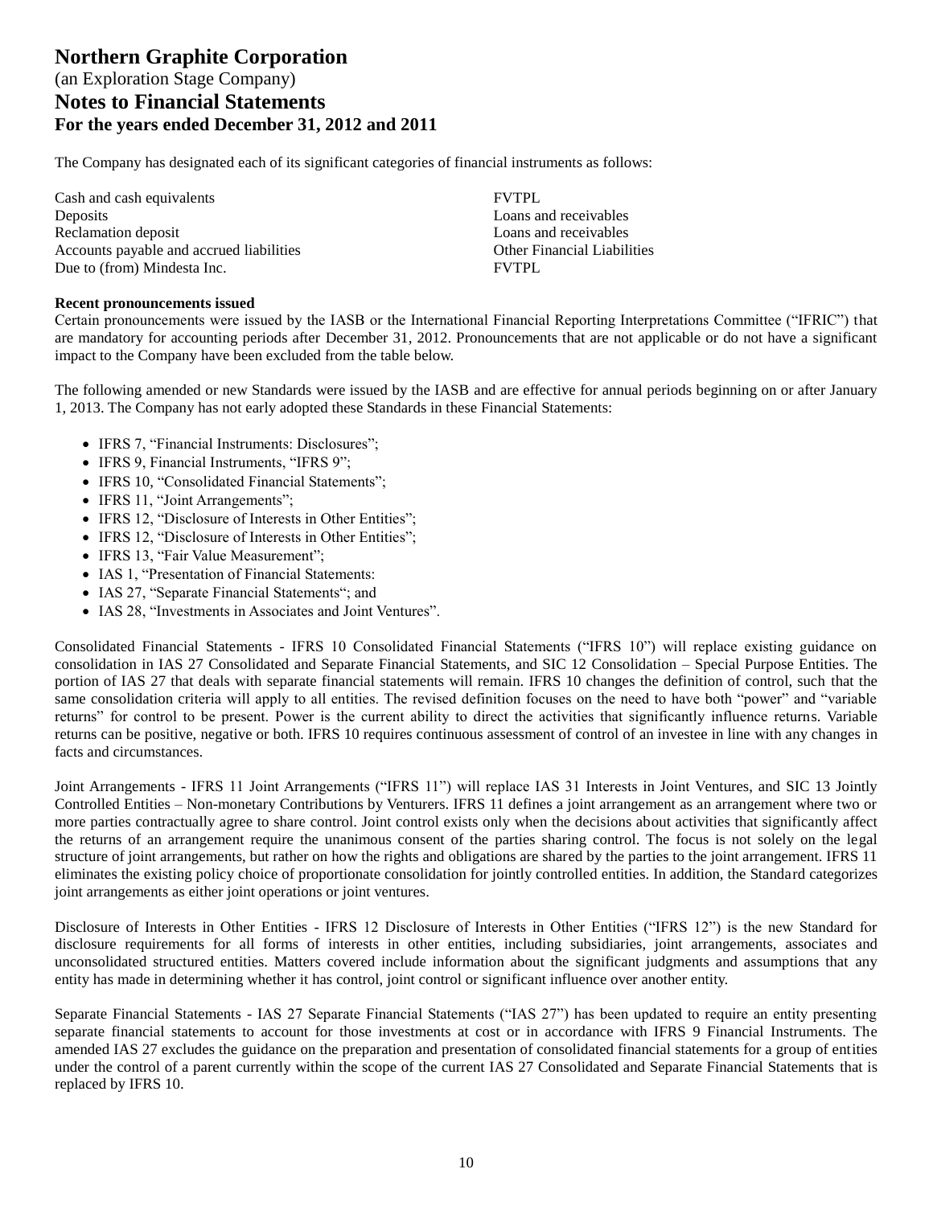# Northern Graphite Corporation

(an Exploration Stage Company)

## Notes to Financial Statements

### For the years ended December 31, 2012 and 2011

The Company has designated each of its significant categories of financial instruments as follows:

| | |
|---|---|
| Cash and cash equivalents | FVTPL |
| Deposits | Loans and receivables |
| Reclamation deposit | Loans and receivables |
| Accounts payable and accrued liabilities | Other Financial Liabilities |
| Due to (from) Mindesta Inc. | FVTPL |

**Recent pronouncements issued**

Certain pronouncements were issued by the IASB or the International Financial Reporting Interpretations Committee ("IFRIC") that are mandatory for accounting periods after December 31, 2012. Pronouncements that are not applicable or do not have a significant impact to the Company have been excluded from the table below.

The following amended or new Standards were issued by the IASB and are effective for annual periods beginning on or after January 1, 2013. The Company has not early adopted these Standards in these Financial Statements:

- IFRS 7, "Financial Instruments: Disclosures";
- IFRS 9, Financial Instruments, "IFRS 9";
- IFRS 10, "Consolidated Financial Statements";
- IFRS 11, "Joint Arrangements";
- IFRS 12, "Disclosure of Interests in Other Entities";
- IFRS 12, "Disclosure of Interests in Other Entities";
- IFRS 13, "Fair Value Measurement";
- IAS 1, "Presentation of Financial Statements:
- IAS 27, "Separate Financial Statements"; and
- IAS 28, "Investments in Associates and Joint Ventures".

Consolidated Financial Statements - IFRS 10 Consolidated Financial Statements ("IFRS 10") will replace existing guidance on consolidation in IAS 27 Consolidated and Separate Financial Statements, and SIC 12 Consolidation – Special Purpose Entities. The portion of IAS 27 that deals with separate financial statements will remain. IFRS 10 changes the definition of control, such that the same consolidation criteria will apply to all entities. The revised definition focuses on the need to have both "power" and "variable returns" for control to be present. Power is the current ability to direct the activities that significantly influence returns. Variable returns can be positive, negative or both. IFRS 10 requires continuous assessment of control of an investee in line with any changes in facts and circumstances.

Joint Arrangements - IFRS 11 Joint Arrangements ("IFRS 11") will replace IAS 31 Interests in Joint Ventures, and SIC 13 Jointly Controlled Entities – Non-monetary Contributions by Venturers. IFRS 11 defines a joint arrangement as an arrangement where two or more parties contractually agree to share control. Joint control exists only when the decisions about activities that significantly affect the returns of an arrangement require the unanimous consent of the parties sharing control. The focus is not solely on the legal structure of joint arrangements, but rather on how the rights and obligations are shared by the parties to the joint arrangement. IFRS 11 eliminates the existing policy choice of proportionate consolidation for jointly controlled entities. In addition, the Standard categorizes joint arrangements as either joint operations or joint ventures.

Disclosure of Interests in Other Entities - IFRS 12 Disclosure of Interests in Other Entities ("IFRS 12") is the new Standard for disclosure requirements for all forms of interests in other entities, including subsidiaries, joint arrangements, associates and unconsolidated structured entities. Matters covered include information about the significant judgments and assumptions that any entity has made in determining whether it has control, joint control or significant influence over another entity.

Separate Financial Statements - IAS 27 Separate Financial Statements ("IAS 27") has been updated to require an entity presenting separate financial statements to account for those investments at cost or in accordance with IFRS 9 Financial Instruments. The amended IAS 27 excludes the guidance on the preparation and presentation of consolidated financial statements for a group of entities under the control of a parent currently within the scope of the current IAS 27 Consolidated and Separate Financial Statements that is replaced by IFRS 10.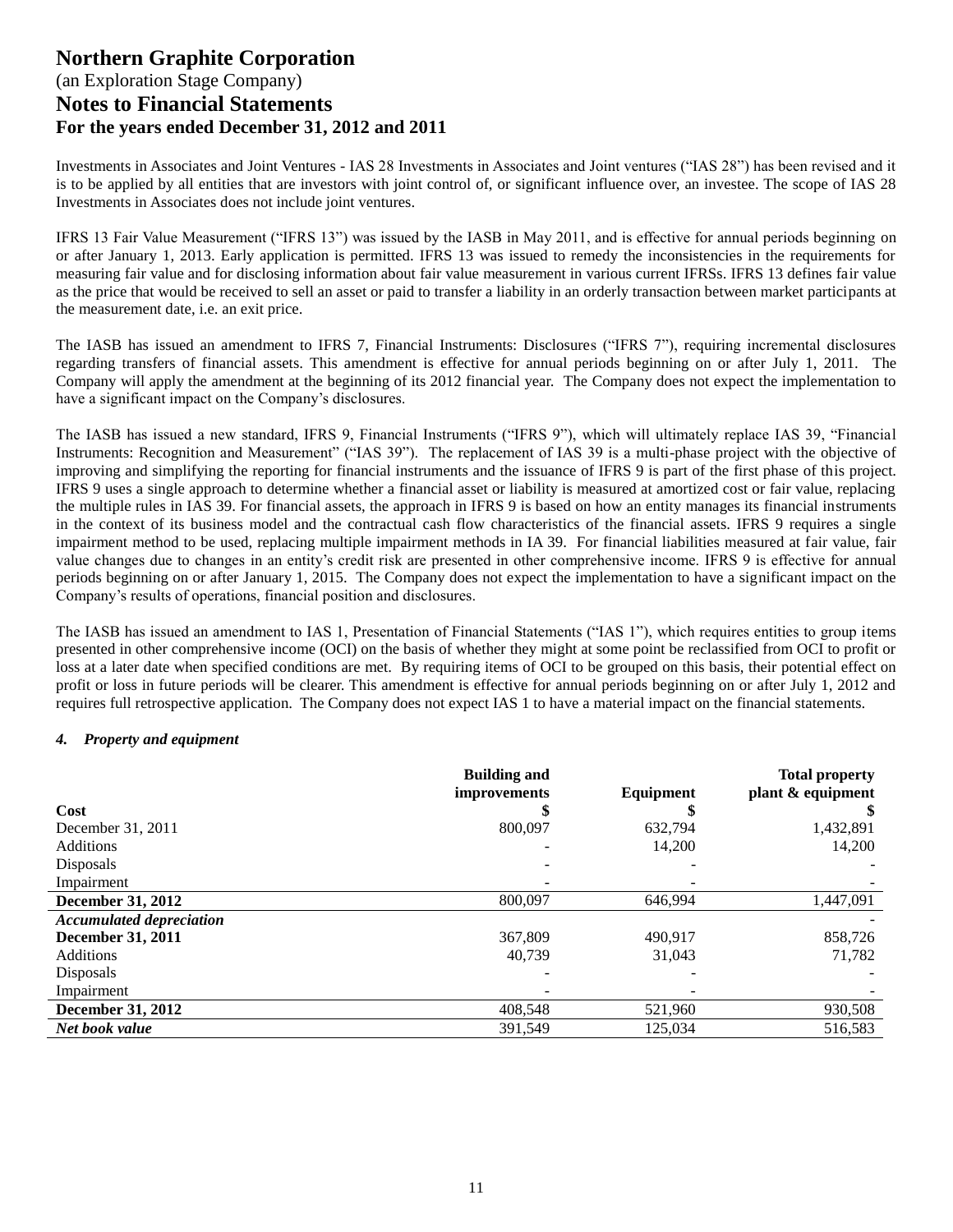Investments in Associates and Joint Ventures - IAS 28 Investments in Associates and Joint ventures ("IAS 28") has been revised and it is to be applied by all entities that are investors with joint control of, or significant influence over, an investee. The scope of IAS 28 Investments in Associates does not include joint ventures.

IFRS 13 Fair Value Measurement ("IFRS 13") was issued by the IASB in May 2011, and is effective for annual periods beginning on or after January 1, 2013. Early application is permitted. IFRS 13 was issued to remedy the inconsistencies in the requirements for measuring fair value and for disclosing information about fair value measurement in various current IFRSs. IFRS 13 defines fair value as the price that would be received to sell an asset or paid to transfer a liability in an orderly transaction between market participants at the measurement date, i.e. an exit price.

The IASB has issued an amendment to IFRS 7, Financial Instruments: Disclosures ("IFRS 7"), requiring incremental disclosures regarding transfers of financial assets. This amendment is effective for annual periods beginning on or after July 1, 2011. The Company will apply the amendment at the beginning of its 2012 financial year. The Company does not expect the implementation to have a significant impact on the Company's disclosures.

The IASB has issued a new standard, IFRS 9, Financial Instruments ("IFRS 9"), which will ultimately replace IAS 39, "Financial Instruments: Recognition and Measurement" ("IAS 39"). The replacement of IAS 39 is a multi-phase project with the objective of improving and simplifying the reporting for financial instruments and the issuance of IFRS 9 is part of the first phase of this project. IFRS 9 uses a single approach to determine whether a financial asset or liability is measured at amortized cost or fair value, replacing the multiple rules in IAS 39. For financial assets, the approach in IFRS 9 is based on how an entity manages its financial instruments in the context of its business model and the contractual cash flow characteristics of the financial assets. IFRS 9 requires a single impairment method to be used, replacing multiple impairment methods in IA 39. For financial liabilities measured at fair value, fair value changes due to changes in an entity's credit risk are presented in other comprehensive income. IFRS 9 is effective for annual periods beginning on or after January 1, 2015. The Company does not expect the implementation to have a significant impact on the Company's results of operations, financial position and disclosures.

The IASB has issued an amendment to IAS 1, Presentation of Financial Statements ("IAS 1"), which requires entities to group items presented in other comprehensive income (OCI) on the basis of whether they might at some point be reclassified from OCI to profit or loss at a later date when specified conditions are met. By requiring items of OCI to be grouped on this basis, their potential effect on profit or loss in future periods will be clearer. This amendment is effective for annual periods beginning on or after July 1, 2012 and requires full retrospective application. The Company does not expect IAS 1 to have a material impact on the financial statements.

### *4. Property and equipment*

| | **Building and improvements** | **Equipment** | **Total property plant & equipment** |
|---|---|---|---|
| **Cost** | **$** | **$** | **$** |
| December 31, 2011 | 800,097 | 632,794 | 1,432,891 |
| Additions | - | 14,200 | 14,200 |
| Disposals | - | - | - |
| Impairment | - | - | - |
| **December 31, 2012** | 800,097 | 646,994 | 1,447,091 |
| ***Accumulated depreciation*** | | | - |
| **December 31, 2011** | 367,809 | 490,917 | 858,726 |
| Additions | 40,739 | 31,043 | 71,782 |
| Disposals | - | - | - |
| Impairment | - | - | - |
| **December 31, 2012** | 408,548 | 521,960 | 930,508 |
| ***Net book value*** | 391,549 | 125,034 | 516,583 |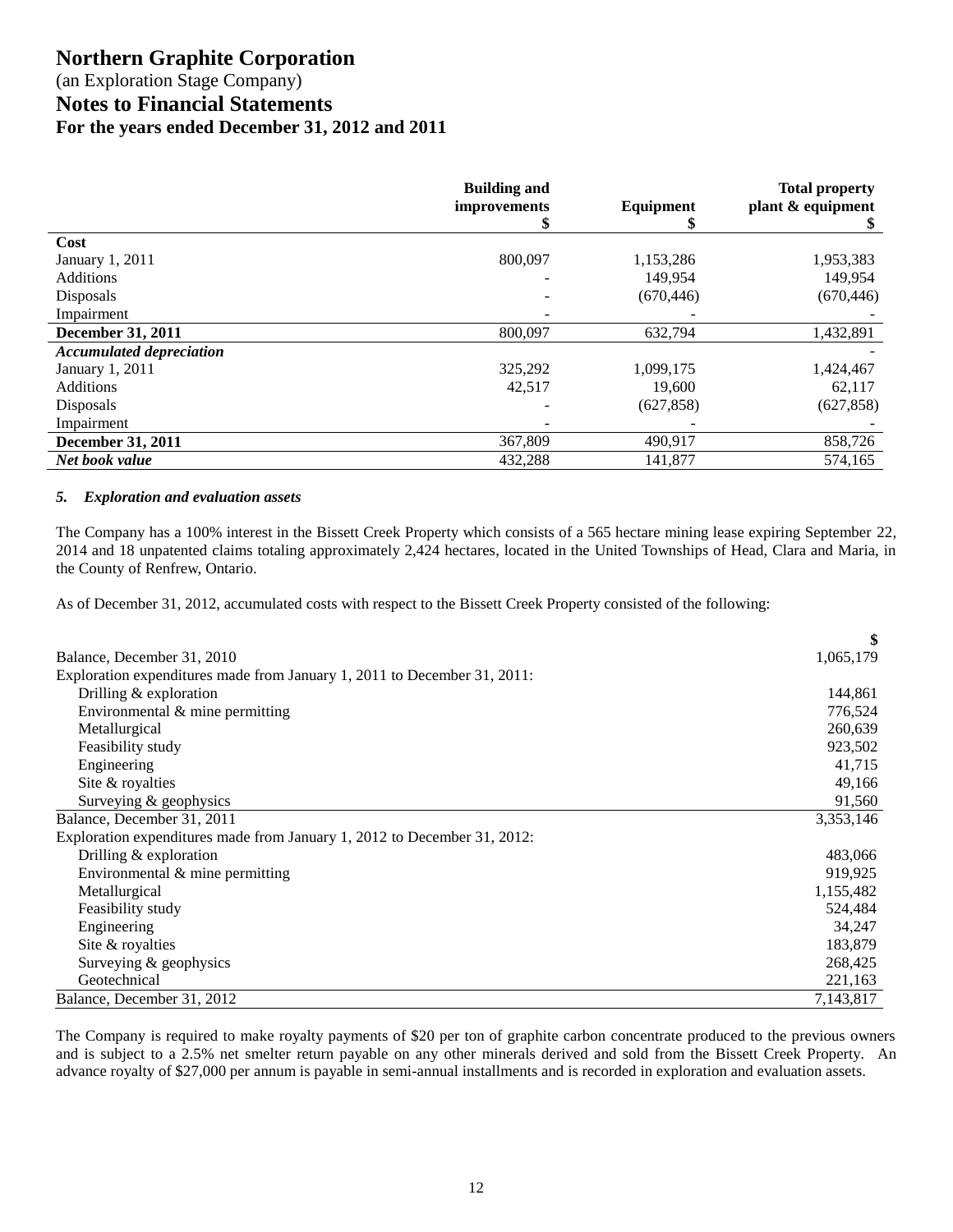|  | Building and improvements $ | Equipment $ | Total property plant & equipment $ |
|---|---|---|---|
| **Cost** |  |  |  |
| January 1, 2011 | 800,097 | 1,153,286 | 1,953,383 |
| Additions | - | 149,954 | 149,954 |
| Disposals | - | (670,446) | (670,446) |
| Impairment | - | - | - |
| **December 31, 2011** | 800,097 | 632,794 | 1,432,891 |
| ***Accumulated depreciation*** |  |  | - |
| January 1, 2011 | 325,292 | 1,099,175 | 1,424,467 |
| Additions | 42,517 | 19,600 | 62,117 |
| Disposals | - | (627,858) | (627,858) |
| Impairment | - | - | - |
| **December 31, 2011** | 367,809 | 490,917 | 858,726 |
| ***Net book value*** | 432,288 | 141,877 | 574,165 |

### *5. Exploration and evaluation assets*

The Company has a 100% interest in the Bissett Creek Property which consists of a 565 hectare mining lease expiring September 22, 2014 and 18 unpatented claims totaling approximately 2,424 hectares, located in the United Townships of Head, Clara and Maria, in the County of Renfrew, Ontario.

As of December 31, 2012, accumulated costs with respect to the Bissett Creek Property consisted of the following:

|  | $ |
|---|---|
| Balance, December 31, 2010 | 1,065,179 |
| Exploration expenditures made from January 1, 2011 to December 31, 2011: |  |
| Drilling & exploration | 144,861 |
| Environmental & mine permitting | 776,524 |
| Metallurgical | 260,639 |
| Feasibility study | 923,502 |
| Engineering | 41,715 |
| Site & royalties | 49,166 |
| Surveying & geophysics | 91,560 |
| Balance, December 31, 2011 | 3,353,146 |
| Exploration expenditures made from January 1, 2012 to December 31, 2012: |  |
| Drilling & exploration | 483,066 |
| Environmental & mine permitting | 919,925 |
| Metallurgical | 1,155,482 |
| Feasibility study | 524,484 |
| Engineering | 34,247 |
| Site & royalties | 183,879 |
| Surveying & geophysics | 268,425 |
| Geotechnical | 221,163 |
| Balance, December 31, 2012 | 7,143,817 |

The Company is required to make royalty payments of $20 per ton of graphite carbon concentrate produced to the previous owners and is subject to a 2.5% net smelter return payable on any other minerals derived and sold from the Bissett Creek Property. An advance royalty of $27,000 per annum is payable in semi-annual installments and is recorded in exploration and evaluation assets.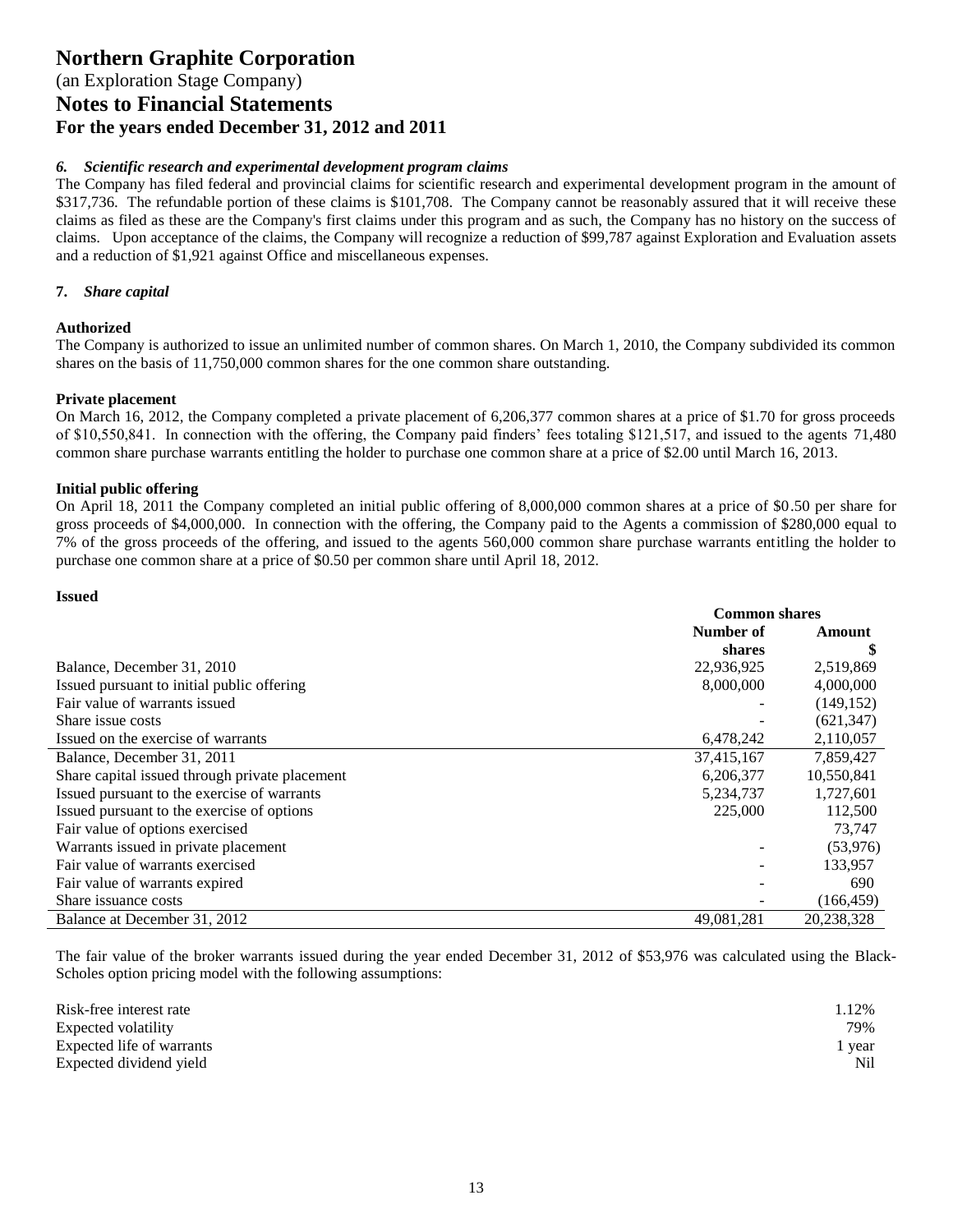# Northern Graphite Corporation

(an Exploration Stage Company)

## Notes to Financial Statements

### For the years ended December 31, 2012 and 2011

#### *6. Scientific research and experimental development program claims*

The Company has filed federal and provincial claims for scientific research and experimental development program in the amount of $317,736. The refundable portion of these claims is $101,708. The Company cannot be reasonably assured that it will receive these claims as filed as these are the Company's first claims under this program and as such, the Company has no history on the success of claims. Upon acceptance of the claims, the Company will recognize a reduction of $99,787 against Exploration and Evaluation assets and a reduction of $1,921 against Office and miscellaneous expenses.

#### 7. *Share capital*

**Authorized**

The Company is authorized to issue an unlimited number of common shares. On March 1, 2010, the Company subdivided its common shares on the basis of 11,750,000 common shares for the one common share outstanding.

**Private placement**

On March 16, 2012, the Company completed a private placement of 6,206,377 common shares at a price of $1.70 for gross proceeds of $10,550,841. In connection with the offering, the Company paid finders' fees totaling $121,517, and issued to the agents 71,480 common share purchase warrants entitling the holder to purchase one common share at a price of $2.00 until March 16, 2013.

**Initial public offering**

On April 18, 2011 the Company completed an initial public offering of 8,000,000 common shares at a price of $0.50 per share for gross proceeds of $4,000,000. In connection with the offering, the Company paid to the Agents a commission of $280,000 equal to 7% of the gross proceeds of the offering, and issued to the agents 560,000 common share purchase warrants entitling the holder to purchase one common share at a price of $0.50 per common share until April 18, 2012.

**Issued**

| | Common shares | |
|---|---|---|
| | Number of shares | Amount $ |
| Balance, December 31, 2010 | 22,936,925 | 2,519,869 |
| Issued pursuant to initial public offering | 8,000,000 | 4,000,000 |
| Fair value of warrants issued | - | (149,152) |
| Share issue costs | - | (621,347) |
| Issued on the exercise of warrants | 6,478,242 | 2,110,057 |
| Balance, December 31, 2011 | 37,415,167 | 7,859,427 |
| Share capital issued through private placement | 6,206,377 | 10,550,841 |
| Issued pursuant to the exercise of warrants | 5,234,737 | 1,727,601 |
| Issued pursuant to the exercise of options | 225,000 | 112,500 |
| Fair value of options exercised | | 73,747 |
| Warrants issued in private placement | - | (53,976) |
| Fair value of warrants exercised | - | 133,957 |
| Fair value of warrants expired | - | 690 |
| Share issuance costs | - | (166,459) |
| Balance at December 31, 2012 | 49,081,281 | 20,238,328 |

The fair value of the broker warrants issued during the year ended December 31, 2012 of $53,976 was calculated using the Black-Scholes option pricing model with the following assumptions:

| | |
|---|---|
| Risk-free interest rate | 1.12% |
| Expected volatility | 79% |
| Expected life of warrants | 1 year |
| Expected dividend yield | Nil |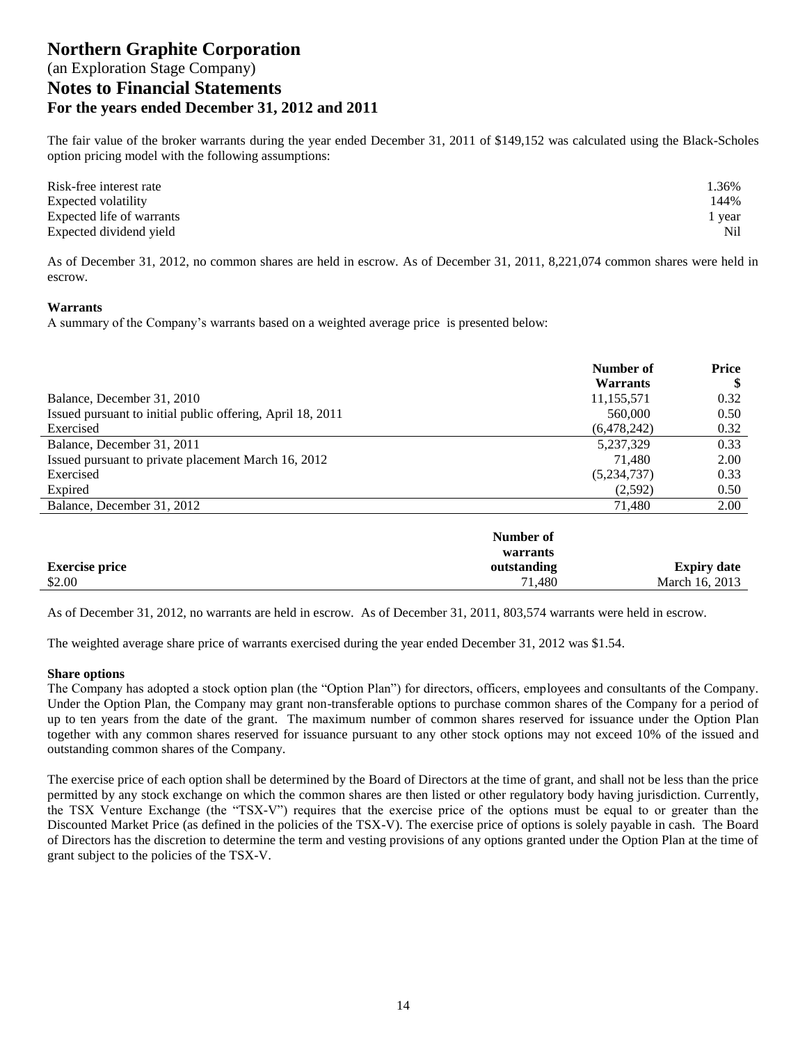The fair value of the broker warrants during the year ended December 31, 2011 of $149,152 was calculated using the Black-Scholes option pricing model with the following assumptions:

| | |
|---|---|
| Risk-free interest rate | 1.36% |
| Expected volatility | 144% |
| Expected life of warrants | 1 year |
| Expected dividend yield | Nil |

As of December 31, 2012, no common shares are held in escrow. As of December 31, 2011, 8,221,074 common shares were held in escrow.

**Warrants**

A summary of the Company's warrants based on a weighted average price is presented below:

| | Number of Warrants | Price $ |
|---|---|---|
| Balance, December 31, 2010 | 11,155,571 | 0.32 |
| Issued pursuant to initial public offering, April 18, 2011 | 560,000 | 0.50 |
| Exercised | (6,478,242) | 0.32 |
| Balance, December 31, 2011 | 5,237,329 | 0.33 |
| Issued pursuant to private placement March 16, 2012 | 71,480 | 2.00 |
| Exercised | (5,234,737) | 0.33 |
| Expired | (2,592) | 0.50 |
| Balance, December 31, 2012 | 71,480 | 2.00 |

| Exercise price | Number of warrants outstanding | Expiry date |
|---|---|---|
| $2.00 | 71,480 | March 16, 2013 |

As of December 31, 2012, no warrants are held in escrow. As of December 31, 2011, 803,574 warrants were held in escrow.

The weighted average share price of warrants exercised during the year ended December 31, 2012 was $1.54.

**Share options**

The Company has adopted a stock option plan (the "Option Plan") for directors, officers, employees and consultants of the Company. Under the Option Plan, the Company may grant non-transferable options to purchase common shares of the Company for a period of up to ten years from the date of the grant. The maximum number of common shares reserved for issuance under the Option Plan together with any common shares reserved for issuance pursuant to any other stock options may not exceed 10% of the issued and outstanding common shares of the Company.

The exercise price of each option shall be determined by the Board of Directors at the time of grant, and shall not be less than the price permitted by any stock exchange on which the common shares are then listed or other regulatory body having jurisdiction. Currently, the TSX Venture Exchange (the "TSX-V") requires that the exercise price of the options must be equal to or greater than the Discounted Market Price (as defined in the policies of the TSX-V). The exercise price of options is solely payable in cash. The Board of Directors has the discretion to determine the term and vesting provisions of any options granted under the Option Plan at the time of grant subject to the policies of the TSX-V.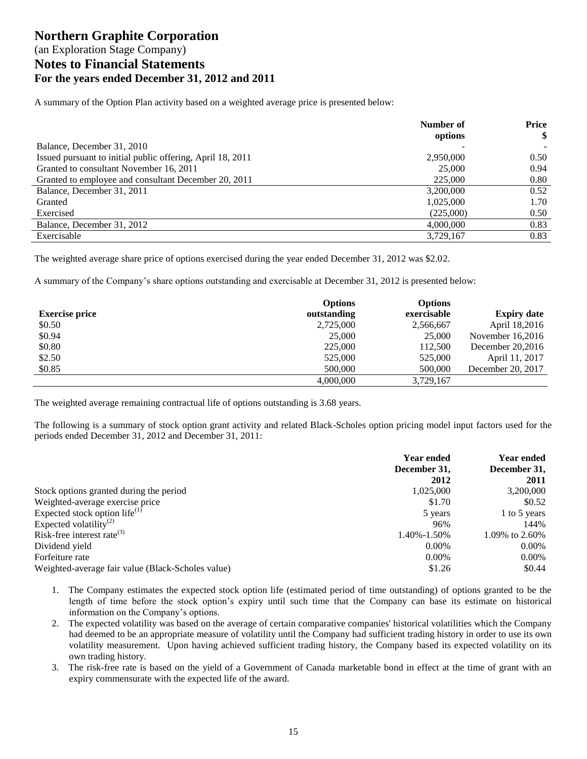# Northern Graphite Corporation

(an Exploration Stage Company)

## Notes to Financial Statements

### For the years ended December 31, 2012 and 2011

A summary of the Option Plan activity based on a weighted average price is presented below:

| | Number of options | Price $ |
|---|---|---|
| Balance, December 31, 2010 | - | - |
| Issued pursuant to initial public offering, April 18, 2011 | 2,950,000 | 0.50 |
| Granted to consultant November 16, 2011 | 25,000 | 0.94 |
| Granted to employee and consultant December 20, 2011 | 225,000 | 0.80 |
| Balance, December 31, 2011 | 3,200,000 | 0.52 |
| Granted | 1,025,000 | 1.70 |
| Exercised | (225,000) | 0.50 |
| Balance, December 31, 2012 | 4,000,000 | 0.83 |
| Exercisable | 3,729,167 | 0.83 |

The weighted average share price of options exercised during the year ended December 31, 2012 was $2.02.

A summary of the Company's share options outstanding and exercisable at December 31, 2012 is presented below:

| Exercise price | Options outstanding | Options exercisable | Expiry date |
|---|---|---|---|
| $0.50 | 2,725,000 | 2,566,667 | April 18,2016 |
| $0.94 | 25,000 | 25,000 | November 16,2016 |
| $0.80 | 225,000 | 112,500 | December 20,2016 |
| $2.50 | 525,000 | 525,000 | April 11, 2017 |
| $0.85 | 500,000 | 500,000 | December 20, 2017 |
| | 4,000,000 | 3,729,167 | |

The weighted average remaining contractual life of options outstanding is 3.68 years.

The following is a summary of stock option grant activity and related Black-Scholes option pricing model input factors used for the periods ended December 31, 2012 and December 31, 2011:

| | Year ended December 31, 2012 | Year ended December 31, 2011 |
|---|---|---|
| Stock options granted during the period | 1,025,000 | 3,200,000 |
| Weighted-average exercise price | $1.70 | $0.52 |
| Expected stock option life[(1)] | 5 years | 1 to 5 years |
| Expected volatility[(2)] | 96% | 144% |
| Risk-free interest rate[(3)] | 1.40%-1.50% | 1.09% to 2.60% |
| Dividend yield | 0.00% | 0.00% |
| Forfeiture rate | 0.00% | 0.00% |
| Weighted-average fair value (Black-Scholes value) | $1.26 | $0.44 |

1. The Company estimates the expected stock option life (estimated period of time outstanding) of options granted to be the length of time before the stock option's expiry until such time that the Company can base its estimate on historical information on the Company's options.
2. The expected volatility was based on the average of certain comparative companies' historical volatilities which the Company had deemed to be an appropriate measure of volatility until the Company had sufficient trading history in order to use its own volatility measurement. Upon having achieved sufficient trading history, the Company based its expected volatility on its own trading history.
3. The risk-free rate is based on the yield of a Government of Canada marketable bond in effect at the time of grant with an expiry commensurate with the expected life of the award.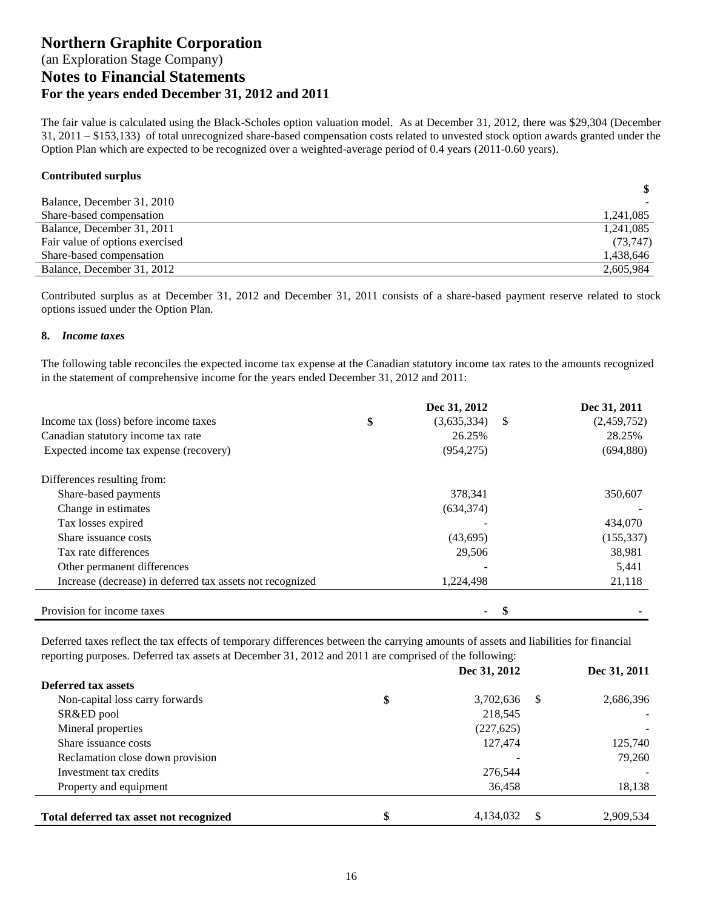The fair value is calculated using the Black-Scholes option valuation model. As at December 31, 2012, there was $29,304 (December 31, 2011 – $153,133) of total unrecognized share-based compensation costs related to unvested stock option awards granted under the Option Plan which are expected to be recognized over a weighted-average period of 0.4 years (2011-0.60 years).

**Contributed surplus**

| | $ |
|---|---|
| Balance, December 31, 2010 | - |
| Share-based compensation | 1,241,085 |
| Balance, December 31, 2011 | 1,241,085 |
| Fair value of options exercised | (73,747) |
| Share-based compensation | 1,438,646 |
| Balance, December 31, 2012 | 2,605,984 |

Contributed surplus as at December 31, 2012 and December 31, 2011 consists of a share-based payment reserve related to stock options issued under the Option Plan.

**8. *Income taxes***

The following table reconciles the expected income tax expense at the Canadian statutory income tax rates to the amounts recognized in the statement of comprehensive income for the years ended December 31, 2012 and 2011:

| | | Dec 31, 2012 | | Dec 31, 2011 |
|---|---|---|---|---|
| Income tax (loss) before income taxes | $ | (3,635,334) | $ | (2,459,752) |
| Canadian statutory income tax rate | | 26.25% | | 28.25% |
| Expected income tax expense (recovery) | | (954,275) | | (694,880) |
| | | | | |
| Differences resulting from: | | | | |
| Share-based payments | | 378,341 | | 350,607 |
| Change in estimates | | (634,374) | | - |
| Tax losses expired | | - | | 434,070 |
| Share issuance costs | | (43,695) | | (155,337) |
| Tax rate differences | | 29,506 | | 38,981 |
| Other permanent differences | | - | | 5,441 |
| Increase (decrease) in deferred tax assets not recognized | | 1,224,498 | | 21,118 |
| | | | | |
| Provision for income taxes | | - | $ | - |

Deferred taxes reflect the tax effects of temporary differences between the carrying amounts of assets and liabilities for financial reporting purposes. Deferred tax assets at December 31, 2012 and 2011 are comprised of the following:

| | | Dec 31, 2012 | | Dec 31, 2011 |
|---|---|---|---|---|
| **Deferred tax assets** | | | | |
| Non-capital loss carry forwards | $ | 3,702,636 | $ | 2,686,396 |
| SR&ED pool | | 218,545 | | - |
| Mineral properties | | (227,625) | | - |
| Share issuance costs | | 127,474 | | 125,740 |
| Reclamation close down provision | | - | | 79,260 |
| Investment tax credits | | 276,544 | | - |
| Property and equipment | | 36,458 | | 18,138 |
| | | | | |
| **Total deferred tax asset not recognized** | $ | 4,134,032 | $ | 2,909,534 |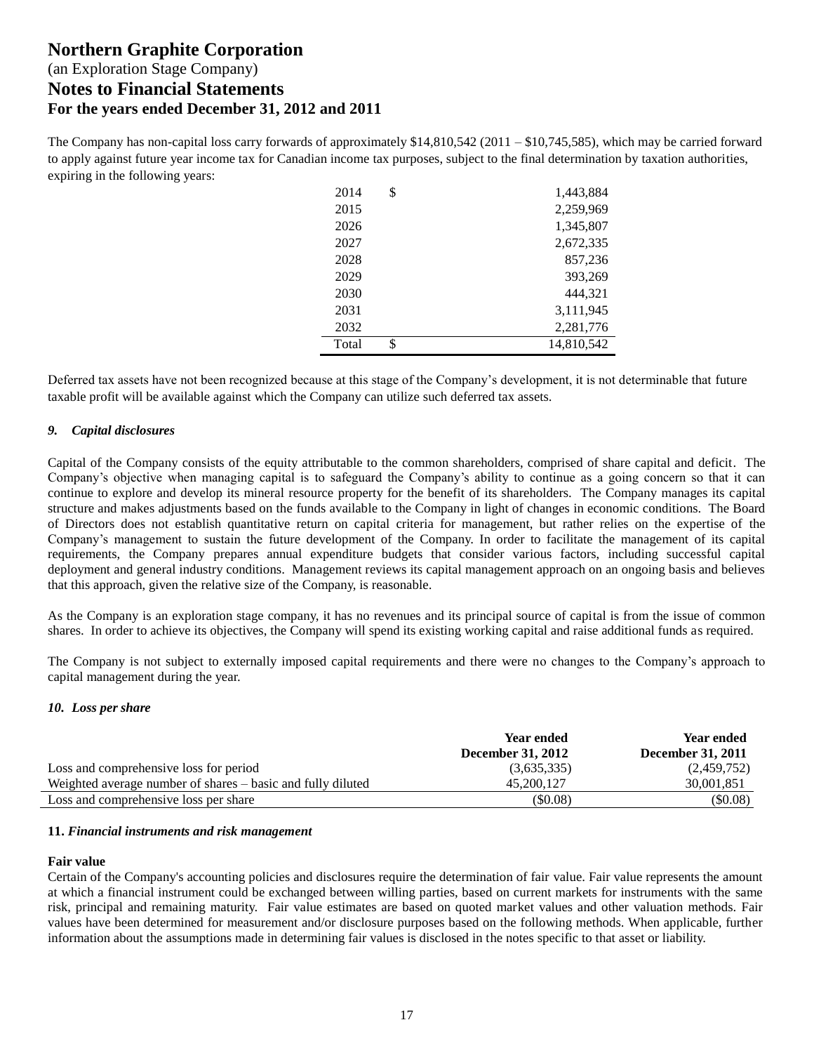The Company has non-capital loss carry forwards of approximately $14,810,542 (2011 – $10,745,585), which may be carried forward to apply against future year income tax for Canadian income tax purposes, subject to the final determination by taxation authorities, expiring in the following years:

| | | |
|---|---|---|
| 2014 | $ | 1,443,884 |
| 2015 | | 2,259,969 |
| 2026 | | 1,345,807 |
| 2027 | | 2,672,335 |
| 2028 | | 857,236 |
| 2029 | | 393,269 |
| 2030 | | 444,321 |
| 2031 | | 3,111,945 |
| 2032 | | 2,281,776 |
| Total | $ | 14,810,542 |

Deferred tax assets have not been recognized because at this stage of the Company's development, it is not determinable that future taxable profit will be available against which the Company can utilize such deferred tax assets.

### *9. Capital disclosures*

Capital of the Company consists of the equity attributable to the common shareholders, comprised of share capital and deficit. The Company's objective when managing capital is to safeguard the Company's ability to continue as a going concern so that it can continue to explore and develop its mineral resource property for the benefit of its shareholders. The Company manages its capital structure and makes adjustments based on the funds available to the Company in light of changes in economic conditions. The Board of Directors does not establish quantitative return on capital criteria for management, but rather relies on the expertise of the Company's management to sustain the future development of the Company. In order to facilitate the management of its capital requirements, the Company prepares annual expenditure budgets that consider various factors, including successful capital deployment and general industry conditions. Management reviews its capital management approach on an ongoing basis and believes that this approach, given the relative size of the Company, is reasonable.

As the Company is an exploration stage company, it has no revenues and its principal source of capital is from the issue of common shares. In order to achieve its objectives, the Company will spend its existing working capital and raise additional funds as required.

The Company is not subject to externally imposed capital requirements and there were no changes to the Company's approach to capital management during the year.

### *10. Loss per share*

| | Year ended December 31, 2012 | Year ended December 31, 2011 |
|---|---|---|
| Loss and comprehensive loss for period | (3,635,335) | (2,459,752) |
| Weighted average number of shares – basic and fully diluted | 45,200,127 | 30,001,851 |
| Loss and comprehensive loss per share | ($0.08) | ($0.08) |

### **11.** *Financial instruments and risk management*

**Fair value**

Certain of the Company's accounting policies and disclosures require the determination of fair value. Fair value represents the amount at which a financial instrument could be exchanged between willing parties, based on current markets for instruments with the same risk, principal and remaining maturity. Fair value estimates are based on quoted market values and other valuation methods. Fair values have been determined for measurement and/or disclosure purposes based on the following methods. When applicable, further information about the assumptions made in determining fair values is disclosed in the notes specific to that asset or liability.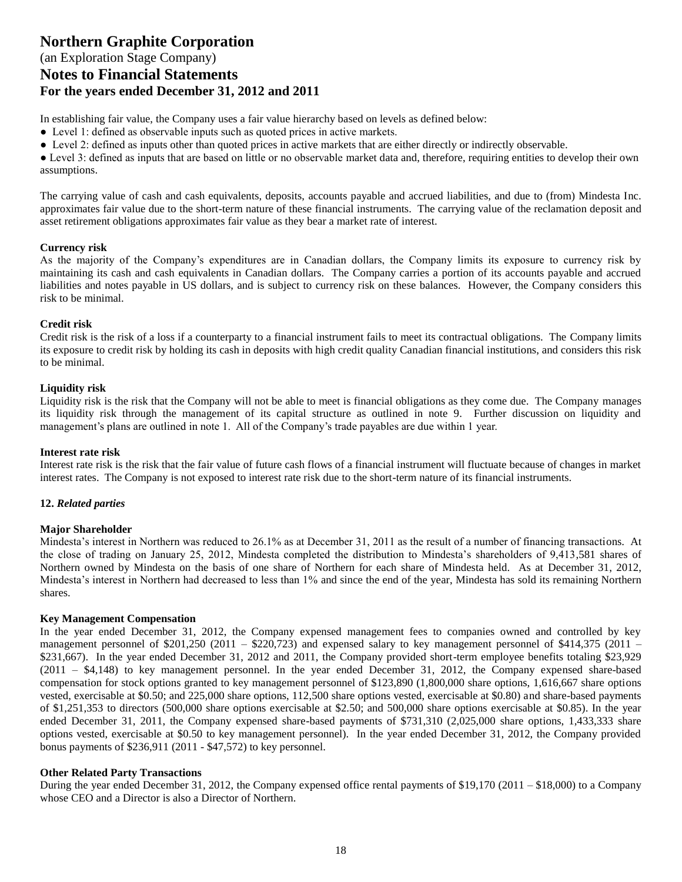In establishing fair value, the Company uses a fair value hierarchy based on levels as defined below:

- Level 1: defined as observable inputs such as quoted prices in active markets.
- Level 2: defined as inputs other than quoted prices in active markets that are either directly or indirectly observable.
- Level 3: defined as inputs that are based on little or no observable market data and, therefore, requiring entities to develop their own assumptions.

The carrying value of cash and cash equivalents, deposits, accounts payable and accrued liabilities, and due to (from) Mindesta Inc. approximates fair value due to the short-term nature of these financial instruments. The carrying value of the reclamation deposit and asset retirement obligations approximates fair value as they bear a market rate of interest.

**Currency risk**

As the majority of the Company's expenditures are in Canadian dollars, the Company limits its exposure to currency risk by maintaining its cash and cash equivalents in Canadian dollars. The Company carries a portion of its accounts payable and accrued liabilities and notes payable in US dollars, and is subject to currency risk on these balances. However, the Company considers this risk to be minimal.

**Credit risk**

Credit risk is the risk of a loss if a counterparty to a financial instrument fails to meet its contractual obligations. The Company limits its exposure to credit risk by holding its cash in deposits with high credit quality Canadian financial institutions, and considers this risk to be minimal.

**Liquidity risk**

Liquidity risk is the risk that the Company will not be able to meet is financial obligations as they come due. The Company manages its liquidity risk through the management of its capital structure as outlined in note 9. Further discussion on liquidity and management's plans are outlined in note 1. All of the Company's trade payables are due within 1 year.

**Interest rate risk**

Interest rate risk is the risk that the fair value of future cash flows of a financial instrument will fluctuate because of changes in market interest rates. The Company is not exposed to interest rate risk due to the short-term nature of its financial instruments.

## 12. *Related parties*

**Major Shareholder**

Mindesta's interest in Northern was reduced to 26.1% as at December 31, 2011 as the result of a number of financing transactions. At the close of trading on January 25, 2012, Mindesta completed the distribution to Mindesta's shareholders of 9,413,581 shares of Northern owned by Mindesta on the basis of one share of Northern for each share of Mindesta held. As at December 31, 2012, Mindesta's interest in Northern had decreased to less than 1% and since the end of the year, Mindesta has sold its remaining Northern shares.

**Key Management Compensation**

In the year ended December 31, 2012, the Company expensed management fees to companies owned and controlled by key management personnel of $201,250 (2011 – $220,723) and expensed salary to key management personnel of $414,375 (2011 – $231,667). In the year ended December 31, 2012 and 2011, the Company provided short-term employee benefits totaling $23,929 (2011 – $4,148) to key management personnel. In the year ended December 31, 2012, the Company expensed share-based compensation for stock options granted to key management personnel of $123,890 (1,800,000 share options, 1,616,667 share options vested, exercisable at $0.50; and 225,000 share options, 112,500 share options vested, exercisable at $0.80) and share-based payments of $1,251,353 to directors (500,000 share options exercisable at $2.50; and 500,000 share options exercisable at $0.85). In the year ended December 31, 2011, the Company expensed share-based payments of $731,310 (2,025,000 share options, 1,433,333 share options vested, exercisable at $0.50 to key management personnel). In the year ended December 31, 2012, the Company provided bonus payments of $236,911 (2011 - $47,572) to key personnel.

**Other Related Party Transactions**

During the year ended December 31, 2012, the Company expensed office rental payments of $19,170 (2011 – $18,000) to a Company whose CEO and a Director is also a Director of Northern.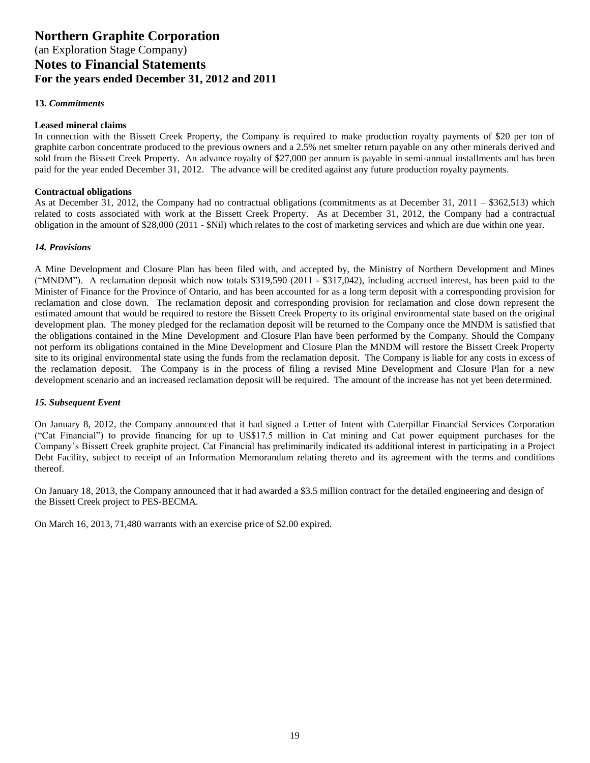# Northern Graphite Corporation
(an Exploration Stage Company)
## Notes to Financial Statements
### For the years ended December 31, 2012 and 2011

**13.** ***Commitments***

**Leased mineral claims**

In connection with the Bissett Creek Property, the Company is required to make production royalty payments of $20 per ton of graphite carbon concentrate produced to the previous owners and a 2.5% net smelter return payable on any other minerals derived and sold from the Bissett Creek Property. An advance royalty of $27,000 per annum is payable in semi-annual installments and has been paid for the year ended December 31, 2012. The advance will be credited against any future production royalty payments.

**Contractual obligations**

As at December 31, 2012, the Company had no contractual obligations (commitments as at December 31, 2011 – $362,513) which related to costs associated with work at the Bissett Creek Property. As at December 31, 2012, the Company had a contractual obligation in the amount of $28,000 (2011 - $Nil) which relates to the cost of marketing services and which are due within one year.

***14. Provisions***

A Mine Development and Closure Plan has been filed with, and accepted by, the Ministry of Northern Development and Mines ("MNDM"). A reclamation deposit which now totals $319,590 (2011 - $317,042), including accrued interest, has been paid to the Minister of Finance for the Province of Ontario, and has been accounted for as a long term deposit with a corresponding provision for reclamation and close down. The reclamation deposit and corresponding provision for reclamation and close down represent the estimated amount that would be required to restore the Bissett Creek Property to its original environmental state based on the original development plan. The money pledged for the reclamation deposit will be returned to the Company once the MNDM is satisfied that the obligations contained in the Mine Development and Closure Plan have been performed by the Company. Should the Company not perform its obligations contained in the Mine Development and Closure Plan the MNDM will restore the Bissett Creek Property site to its original environmental state using the funds from the reclamation deposit. The Company is liable for any costs in excess of the reclamation deposit. The Company is in the process of filing a revised Mine Development and Closure Plan for a new development scenario and an increased reclamation deposit will be required. The amount of the increase has not yet been determined.

***15. Subsequent Event***

On January 8, 2012, the Company announced that it had signed a Letter of Intent with Caterpillar Financial Services Corporation ("Cat Financial") to provide financing for up to US$17.5 million in Cat mining and Cat power equipment purchases for the Company's Bissett Creek graphite project. Cat Financial has preliminarily indicated its additional interest in participating in a Project Debt Facility, subject to receipt of an Information Memorandum relating thereto and its agreement with the terms and conditions thereof.

On January 18, 2013, the Company announced that it had awarded a $3.5 million contract for the detailed engineering and design of the Bissett Creek project to PES-BECMA.

On March 16, 2013, 71,480 warrants with an exercise price of $2.00 expired.